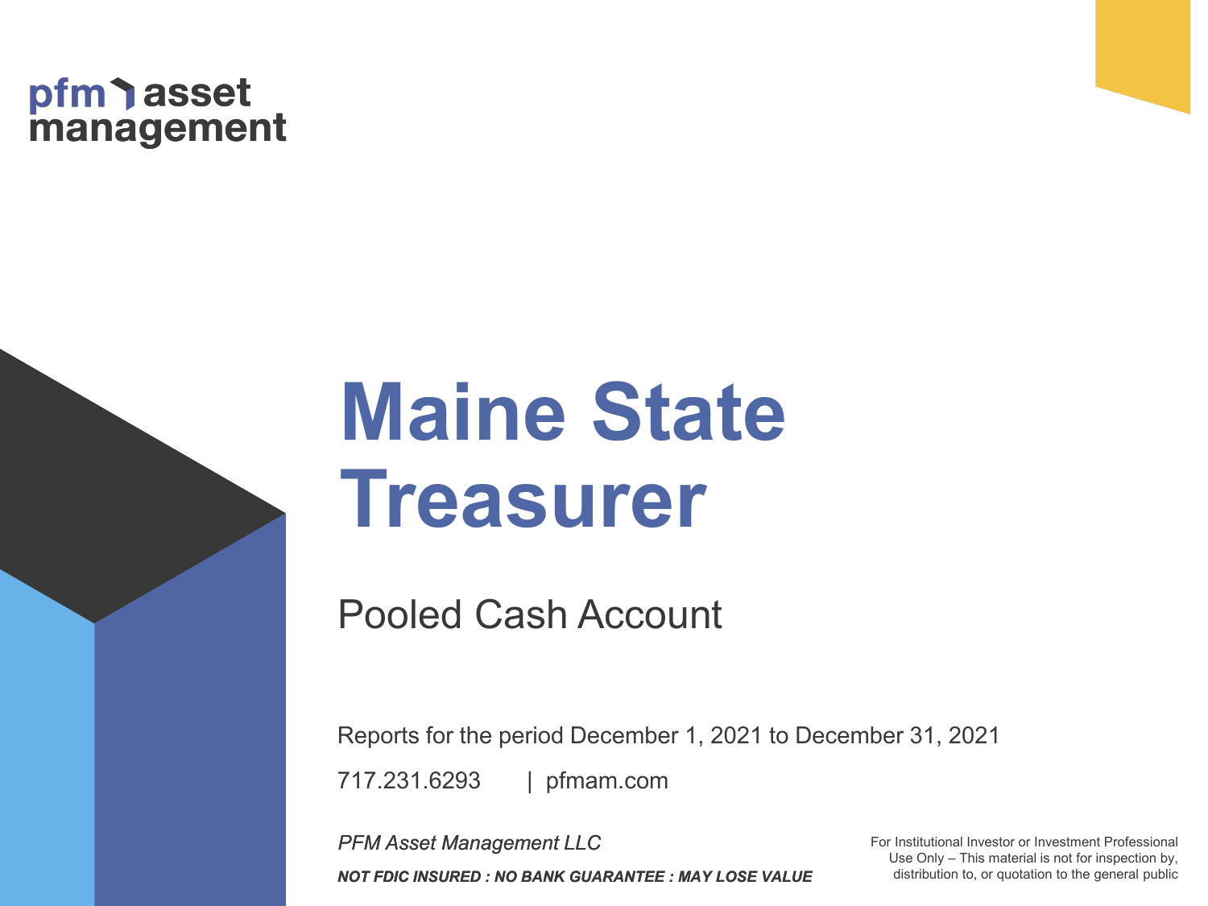pfm asset management

# Maine State Treasurer

## Pooled Cash Account

Reports for the period December 1, 2021 to December 31, 2021

717.231.6293 | pfmam.com

*PFM Asset Management LLC*

***NOT FDIC INSURED : NO BANK GUARANTEE : MAY LOSE VALUE***

For Institutional Investor or Investment Professional Use Only – This material is not for inspection by, distribution to, or quotation to the general public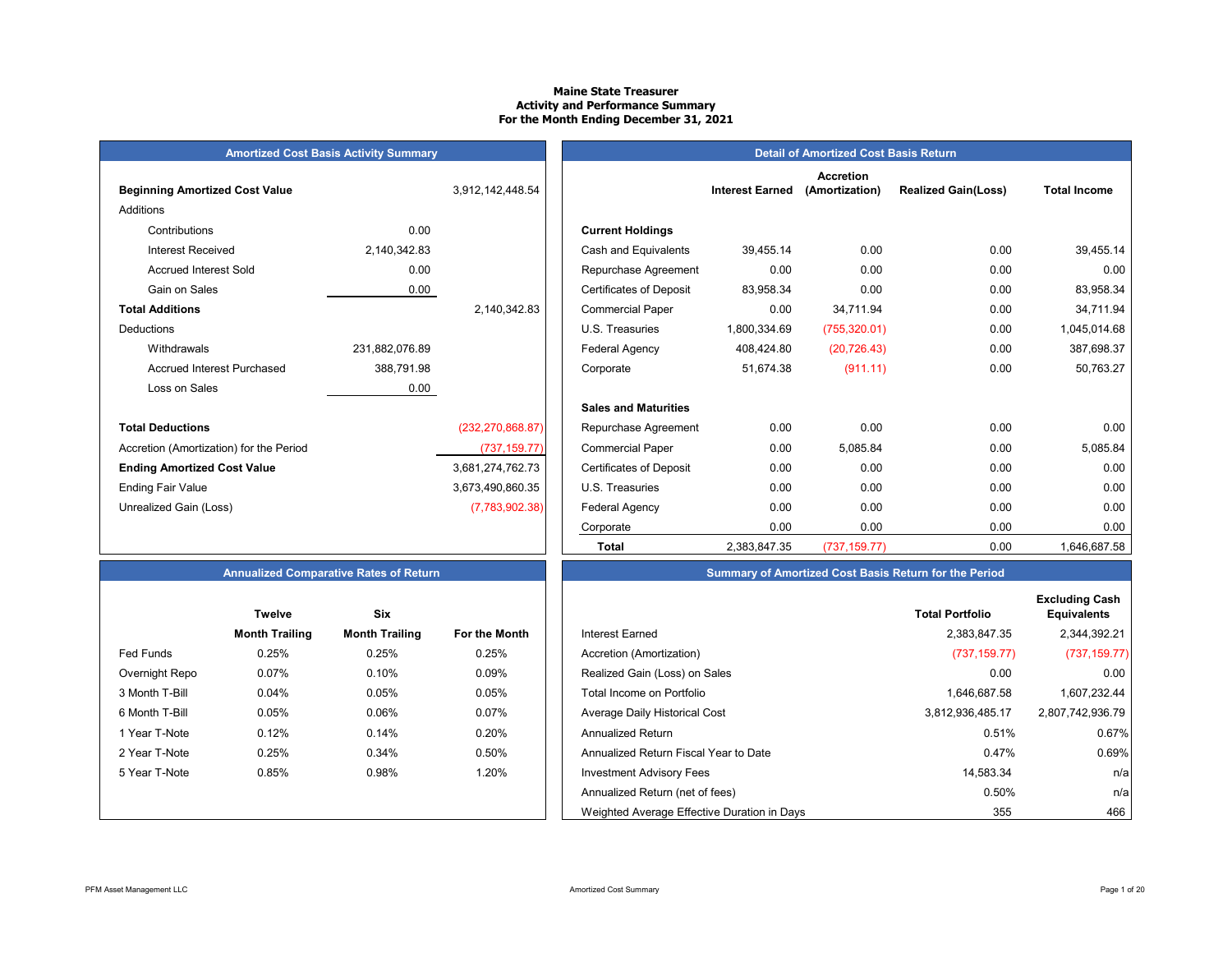# Maine State Treasurer
## Activity and Performance Summary
### For the Month Ending December 31, 2021

## Amortized Cost Basis Activity Summary

| | | |
|---|---|---|
| **Beginning Amortized Cost Value** | | 3,912,142,448.54 |
| Additions | | |
| Contributions | 0.00 | |
| Interest Received | 2,140,342.83 | |
| Accrued Interest Sold | 0.00 | |
| Gain on Sales | 0.00 | |
| **Total Additions** | | 2,140,342.83 |
| Deductions | | |
| Withdrawals | 231,882,076.89 | |
| Accrued Interest Purchased | 388,791.98 | |
| Loss on Sales | 0.00 | |
| **Total Deductions** | | (232,270,868.87) |
| Accretion (Amortization) for the Period | | (737,159.77) |
| **Ending Amortized Cost Value** | | 3,681,274,762.73 |
| Ending Fair Value | | 3,673,490,860.35 |
| Unrealized Gain (Loss) | | (7,783,902.38) |

## Detail of Amortized Cost Basis Return

| | Interest Earned | Accretion (Amortization) | Realized Gain(Loss) | Total Income |
|---|---|---|---|---|
| **Current Holdings** | | | | |
| Cash and Equivalents | 39,455.14 | 0.00 | 0.00 | 39,455.14 |
| Repurchase Agreement | 0.00 | 0.00 | 0.00 | 0.00 |
| Certificates of Deposit | 83,958.34 | 0.00 | 0.00 | 83,958.34 |
| Commercial Paper | 0.00 | 34,711.94 | 0.00 | 34,711.94 |
| U.S. Treasuries | 1,800,334.69 | (755,320.01) | 0.00 | 1,045,014.68 |
| Federal Agency | 408,424.80 | (20,726.43) | 0.00 | 387,698.37 |
| Corporate | 51,674.38 | (911.11) | 0.00 | 50,763.27 |
| **Sales and Maturities** | | | | |
| Repurchase Agreement | 0.00 | 0.00 | 0.00 | 0.00 |
| Commercial Paper | 0.00 | 5,085.84 | 0.00 | 5,085.84 |
| Certificates of Deposit | 0.00 | 0.00 | 0.00 | 0.00 |
| U.S. Treasuries | 0.00 | 0.00 | 0.00 | 0.00 |
| Federal Agency | 0.00 | 0.00 | 0.00 | 0.00 |
| Corporate | 0.00 | 0.00 | 0.00 | 0.00 |
| **Total** | 2,383,847.35 | (737,159.77) | 0.00 | 1,646,687.58 |

## Annualized Comparative Rates of Return

| | Twelve Month Trailing | Six Month Trailing | For the Month |
|---|---|---|---|
| Fed Funds | 0.25% | 0.25% | 0.25% |
| Overnight Repo | 0.07% | 0.10% | 0.09% |
| 3 Month T-Bill | 0.04% | 0.05% | 0.05% |
| 6 Month T-Bill | 0.05% | 0.06% | 0.07% |
| 1 Year T-Note | 0.12% | 0.14% | 0.20% |
| 2 Year T-Note | 0.25% | 0.34% | 0.50% |
| 5 Year T-Note | 0.85% | 0.98% | 1.20% |

## Summary of Amortized Cost Basis Return for the Period

| | Total Portfolio | Excluding Cash Equivalents |
|---|---|---|
| Interest Earned | 2,383,847.35 | 2,344,392.21 |
| Accretion (Amortization) | (737,159.77) | (737,159.77) |
| Realized Gain (Loss) on Sales | 0.00 | 0.00 |
| Total Income on Portfolio | 1,646,687.58 | 1,607,232.44 |
| Average Daily Historical Cost | 3,812,936,485.17 | 2,807,742,936.79 |
| Annualized Return | 0.51% | 0.67% |
| Annualized Return Fiscal Year to Date | 0.47% | 0.69% |
| Investment Advisory Fees | 14,583.34 | n/a |
| Annualized Return (net of fees) | 0.50% | n/a |
| Weighted Average Effective Duration in Days | 355 | 466 |

PFM Asset Management LLC

Amortized Cost Summary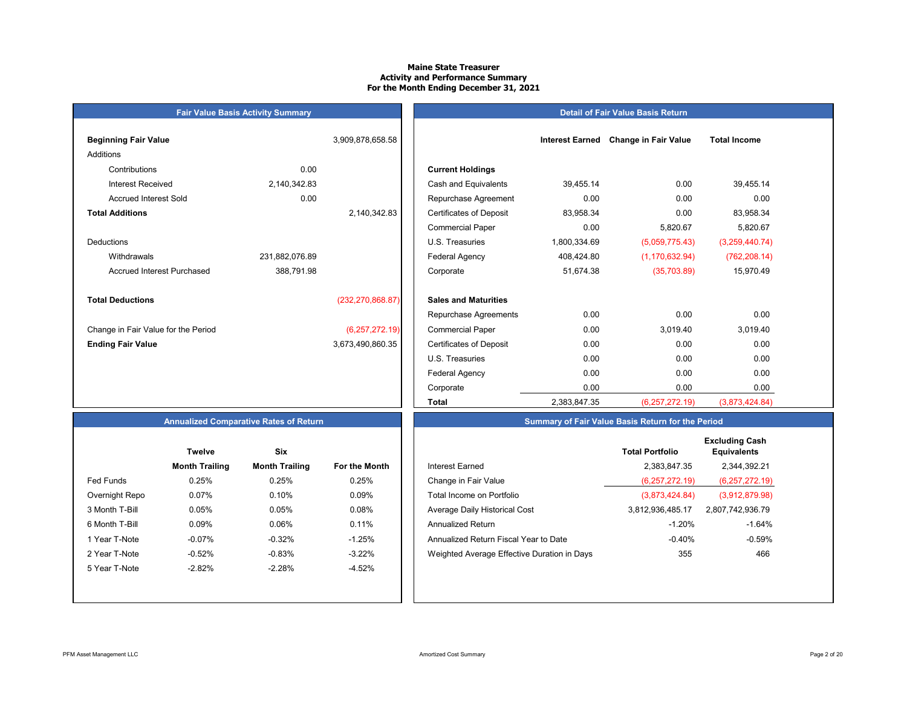# Maine State Treasurer
## Activity and Performance Summary
### For the Month Ending December 31, 2021

## Fair Value Basis Activity Summary

| | | |
|---|---|---|
| **Beginning Fair Value** | | 3,909,878,658.58 |
| Additions | | |
| Contributions | 0.00 | |
| Interest Received | 2,140,342.83 | |
| Accrued Interest Sold | 0.00 | |
| **Total Additions** | | 2,140,342.83 |
| Deductions | | |
| Withdrawals | 231,882,076.89 | |
| Accrued Interest Purchased | 388,791.98 | |
| **Total Deductions** | | (232,270,868.87) |
| Change in Fair Value for the Period | | (6,257,272.19) |
| **Ending Fair Value** | | 3,673,490,860.35 |

## Detail of Fair Value Basis Return

| | Interest Earned | Change in Fair Value | Total Income |
|---|---|---|---|
| **Current Holdings** | | | |
| Cash and Equivalents | 39,455.14 | 0.00 | 39,455.14 |
| Repurchase Agreement | 0.00 | 0.00 | 0.00 |
| Certificates of Deposit | 83,958.34 | 0.00 | 83,958.34 |
| Commercial Paper | 0.00 | 5,820.67 | 5,820.67 |
| U.S. Treasuries | 1,800,334.69 | (5,059,775.43) | (3,259,440.74) |
| Federal Agency | 408,424.80 | (1,170,632.94) | (762,208.14) |
| Corporate | 51,674.38 | (35,703.89) | 15,970.49 |
| **Sales and Maturities** | | | |
| Repurchase Agreements | 0.00 | 0.00 | 0.00 |
| Commercial Paper | 0.00 | 3,019.40 | 3,019.40 |
| Certificates of Deposit | 0.00 | 0.00 | 0.00 |
| U.S. Treasuries | 0.00 | 0.00 | 0.00 |
| Federal Agency | 0.00 | 0.00 | 0.00 |
| Corporate | 0.00 | 0.00 | 0.00 |
| **Total** | 2,383,847.35 | (6,257,272.19) | (3,873,424.84) |

## Annualized Comparative Rates of Return

| | Twelve Month Trailing | Six Month Trailing | For the Month |
|---|---|---|---|
| Fed Funds | 0.25% | 0.25% | 0.25% |
| Overnight Repo | 0.07% | 0.10% | 0.09% |
| 3 Month T-Bill | 0.05% | 0.05% | 0.08% |
| 6 Month T-Bill | 0.09% | 0.06% | 0.11% |
| 1 Year T-Note | -0.07% | -0.32% | -1.25% |
| 2 Year T-Note | -0.52% | -0.83% | -3.22% |
| 5 Year T-Note | -2.82% | -2.28% | -4.52% |

## Summary of Fair Value Basis Return for the Period

| | Total Portfolio | Excluding Cash Equivalents |
|---|---|---|
| Interest Earned | 2,383,847.35 | 2,344,392.21 |
| Change in Fair Value | (6,257,272.19) | (6,257,272.19) |
| Total Income on Portfolio | (3,873,424.84) | (3,912,879.98) |
| Average Daily Historical Cost | 3,812,936,485.17 | 2,807,742,936.79 |
| Annualized Return | -1.20% | -1.64% |
| Annualized Return Fiscal Year to Date | -0.40% | -0.59% |
| Weighted Average Effective Duration in Days | 355 | 466 |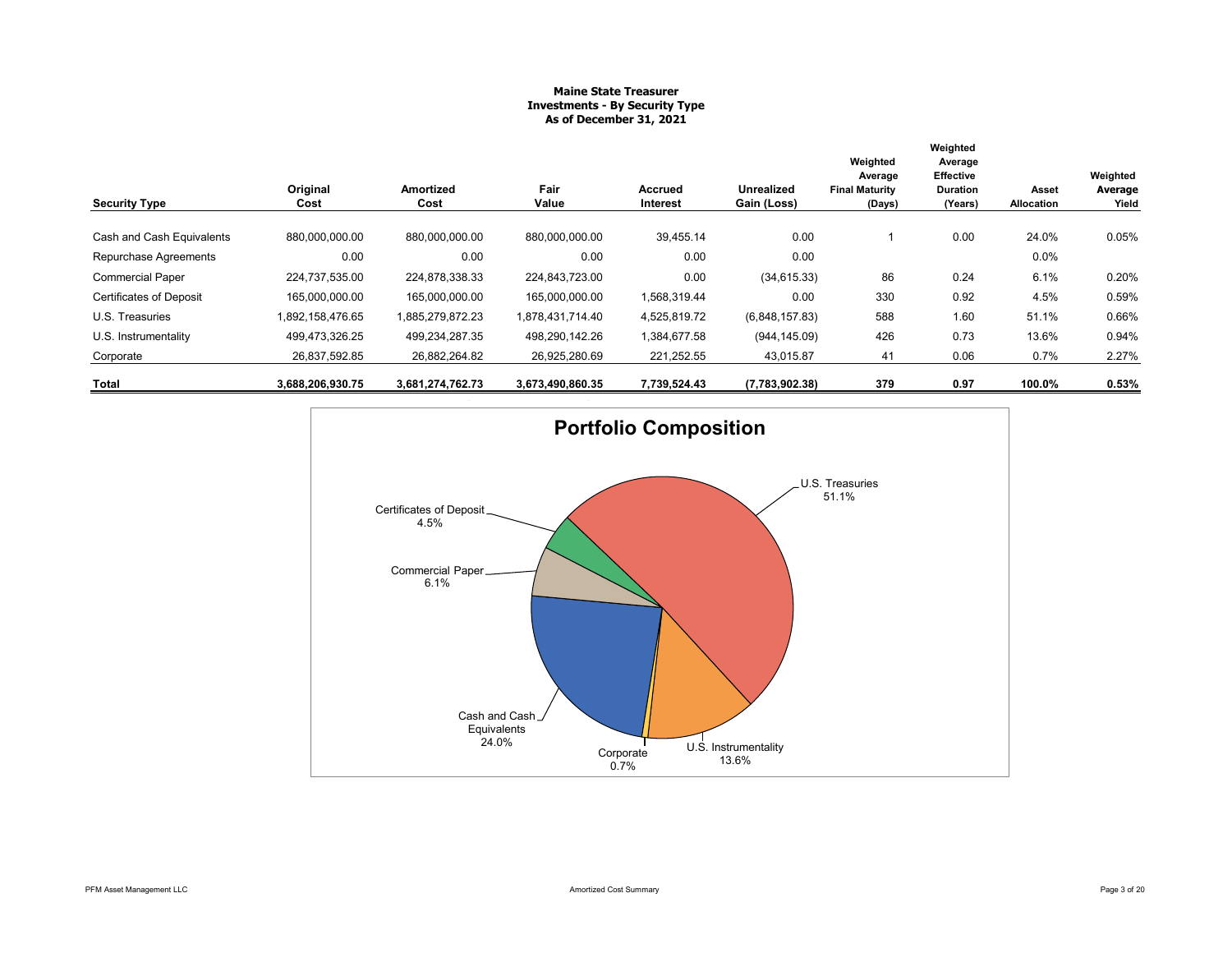**Maine State Treasurer**
**Investments - By Security Type**
**As of December 31, 2021**

| Security Type | Original Cost | Amortized Cost | Fair Value | Accrued Interest | Unrealized Gain (Loss) | Weighted Average Final Maturity (Days) | Weighted Average Effective Duration (Years) | Asset Allocation | Weighted Average Yield |
|---|---|---|---|---|---|---|---|---|---|
| Cash and Cash Equivalents | 880,000,000.00 | 880,000,000.00 | 880,000,000.00 | 39,455.14 | 0.00 | 1 | 0.00 | 24.0% | 0.05% |
| Repurchase Agreements | 0.00 | 0.00 | 0.00 | 0.00 | 0.00 | | | 0.0% | |
| Commercial Paper | 224,737,535.00 | 224,878,338.33 | 224,843,723.00 | 0.00 | (34,615.33) | 86 | 0.24 | 6.1% | 0.20% |
| Certificates of Deposit | 165,000,000.00 | 165,000,000.00 | 165,000,000.00 | 1,568,319.44 | 0.00 | 330 | 0.92 | 4.5% | 0.59% |
| U.S. Treasuries | 1,892,158,476.65 | 1,885,279,872.23 | 1,878,431,714.40 | 4,525,819.72 | (6,848,157.83) | 588 | 1.60 | 51.1% | 0.66% |
| U.S. Instrumentality | 499,473,326.25 | 499,234,287.35 | 498,290,142.26 | 1,384,677.58 | (944,145.09) | 426 | 0.73 | 13.6% | 0.94% |
| Corporate | 26,837,592.85 | 26,882,264.82 | 26,925,280.69 | 221,252.55 | 43,015.87 | 41 | 0.06 | 0.7% | 2.27% |
| **Total** | **3,688,206,930.75** | **3,681,274,762.73** | **3,673,490,860.35** | **7,739,524.43** | **(7,783,902.38)** | **379** | **0.97** | **100.0%** | **0.53%** |

**Portfolio Composition**

- U.S. Treasuries 51.1%
- Cash and Cash Equivalents 24.0%
- U.S. Instrumentality 13.6%
- Commercial Paper 6.1%
- Certificates of Deposit 4.5%
- Corporate 0.7%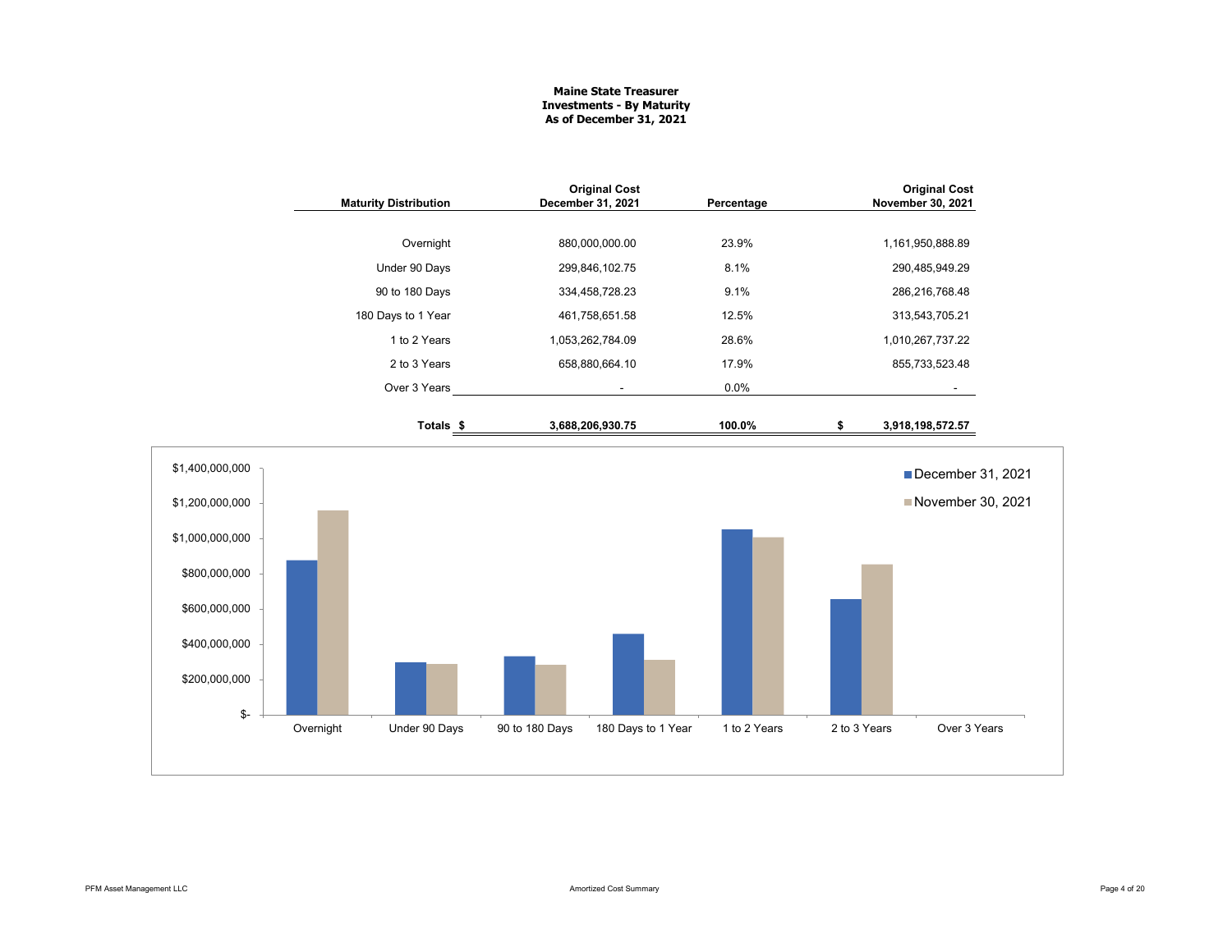**Maine State Treasurer**
**Investments - By Maturity**
**As of December 31, 2021**

| Maturity Distribution | Original Cost December 31, 2021 | Percentage | Original Cost November 30, 2021 |
|---|---|---|---|
| Overnight | 880,000,000.00 | 23.9% | 1,161,950,888.89 |
| Under 90 Days | 299,846,102.75 | 8.1% | 290,485,949.29 |
| 90 to 180 Days | 334,458,728.23 | 9.1% | 286,216,768.48 |
| 180 Days to 1 Year | 461,758,651.58 | 12.5% | 313,543,705.21 |
| 1 to 2 Years | 1,053,262,784.09 | 28.6% | 1,010,267,737.22 |
| 2 to 3 Years | 658,880,664.10 | 17.9% | 855,733,523.48 |
| Over 3 Years | - | 0.0% | - |
| **Totals** | **$ 3,688,206,930.75** | **100.0%** | **$ 3,918,198,572.57** |

Amortized Cost Summary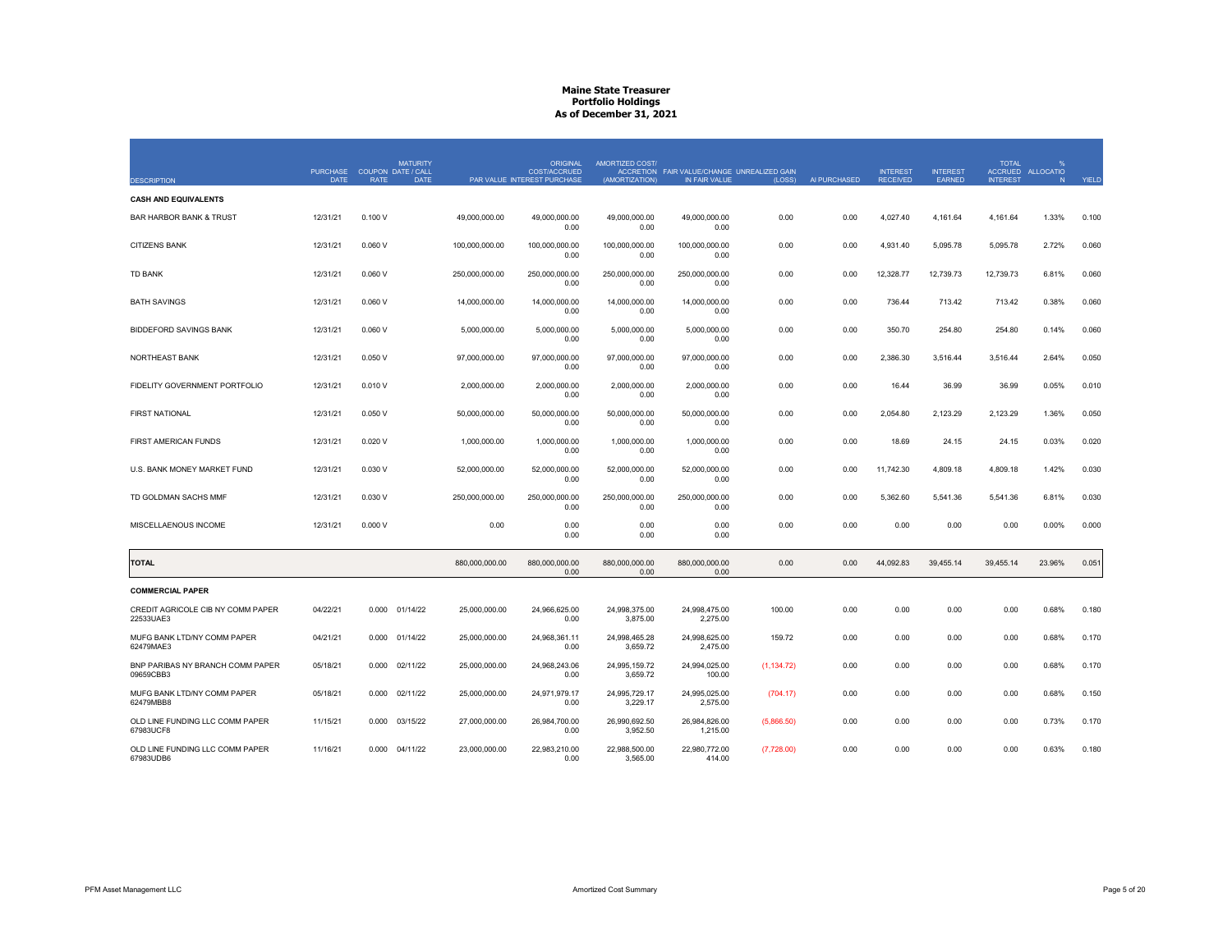# Maine State Treasurer
## Portfolio Holdings
### As of December 31, 2021

| DESCRIPTION | PURCHASE DATE | COUPON RATE | MATURITY DATE / CALL DATE | PAR VALUE | ORIGINAL COST/ACCRUED INTEREST PURCHASE | AMORTIZED COST/ ACCRETION (AMORTIZATION) | FAIR VALUE/CHANGE IN FAIR VALUE | UNREALIZED GAIN (LOSS) | AI PURCHASED | INTEREST RECEIVED | INTEREST EARNED | TOTAL ACCRUED INTEREST | % ALLOCATION | YIELD |
|---|---|---|---|---|---|---|---|---|---|---|---|---|---|---|
| **CASH AND EQUIVALENTS** | | | | | | | | | | | | | | |
| BAR HARBOR BANK & TRUST | 12/31/21 | 0.100 V | | 49,000,000.00 | 49,000,000.00<br>0.00 | 49,000,000.00<br>0.00 | 49,000,000.00<br>0.00 | 0.00 | 0.00 | 4,027.40 | 4,161.64 | 4,161.64 | 1.33% | 0.100 |
| CITIZENS BANK | 12/31/21 | 0.060 V | | 100,000,000.00 | 100,000,000.00<br>0.00 | 100,000,000.00<br>0.00 | 100,000,000.00<br>0.00 | 0.00 | 0.00 | 4,931.40 | 5,095.78 | 5,095.78 | 2.72% | 0.060 |
| TD BANK | 12/31/21 | 0.060 V | | 250,000,000.00 | 250,000,000.00<br>0.00 | 250,000,000.00<br>0.00 | 250,000,000.00<br>0.00 | 0.00 | 0.00 | 12,328.77 | 12,739.73 | 12,739.73 | 6.81% | 0.060 |
| BATH SAVINGS | 12/31/21 | 0.060 V | | 14,000,000.00 | 14,000,000.00<br>0.00 | 14,000,000.00<br>0.00 | 14,000,000.00<br>0.00 | 0.00 | 0.00 | 736.44 | 713.42 | 713.42 | 0.38% | 0.060 |
| BIDDEFORD SAVINGS BANK | 12/31/21 | 0.060 V | | 5,000,000.00 | 5,000,000.00<br>0.00 | 5,000,000.00<br>0.00 | 5,000,000.00<br>0.00 | 0.00 | 0.00 | 350.70 | 254.80 | 254.80 | 0.14% | 0.060 |
| NORTHEAST BANK | 12/31/21 | 0.050 V | | 97,000,000.00 | 97,000,000.00<br>0.00 | 97,000,000.00<br>0.00 | 97,000,000.00<br>0.00 | 0.00 | 0.00 | 2,386.30 | 3,516.44 | 3,516.44 | 2.64% | 0.050 |
| FIDELITY GOVERNMENT PORTFOLIO | 12/31/21 | 0.010 V | | 2,000,000.00 | 2,000,000.00<br>0.00 | 2,000,000.00<br>0.00 | 2,000,000.00<br>0.00 | 0.00 | 0.00 | 16.44 | 36.99 | 36.99 | 0.05% | 0.010 |
| FIRST NATIONAL | 12/31/21 | 0.050 V | | 50,000,000.00 | 50,000,000.00<br>0.00 | 50,000,000.00<br>0.00 | 50,000,000.00<br>0.00 | 0.00 | 0.00 | 2,054.80 | 2,123.29 | 2,123.29 | 1.36% | 0.050 |
| FIRST AMERICAN FUNDS | 12/31/21 | 0.020 V | | 1,000,000.00 | 1,000,000.00<br>0.00 | 1,000,000.00<br>0.00 | 1,000,000.00<br>0.00 | 0.00 | 0.00 | 18.69 | 24.15 | 24.15 | 0.03% | 0.020 |
| U.S. BANK MONEY MARKET FUND | 12/31/21 | 0.030 V | | 52,000,000.00 | 52,000,000.00<br>0.00 | 52,000,000.00<br>0.00 | 52,000,000.00<br>0.00 | 0.00 | 0.00 | 11,742.30 | 4,809.18 | 4,809.18 | 1.42% | 0.030 |
| TD GOLDMAN SACHS MMF | 12/31/21 | 0.030 V | | 250,000,000.00 | 250,000,000.00<br>0.00 | 250,000,000.00<br>0.00 | 250,000,000.00<br>0.00 | 0.00 | 0.00 | 5,362.60 | 5,541.36 | 5,541.36 | 6.81% | 0.030 |
| MISCELLANEOUS INCOME | 12/31/21 | 0.000 V | | 0.00 | 0.00<br>0.00 | 0.00<br>0.00 | 0.00<br>0.00 | 0.00 | 0.00 | 0.00 | 0.00 | 0.00 | 0.00% | 0.000 |
| **TOTAL** | | | | 880,000,000.00 | 880,000,000.00<br>0.00 | 880,000,000.00<br>0.00 | 880,000,000.00<br>0.00 | 0.00 | 0.00 | 44,092.83 | 39,455.14 | 39,455.14 | 23.96% | 0.051 |
| **COMMERCIAL PAPER** | | | | | | | | | | | | | | |
| CREDIT AGRICOLE CIB NY COMM PAPER<br>22533UAE3 | 04/22/21 | 0.000 | 01/14/22 | 25,000,000.00 | 24,966,625.00<br>0.00 | 24,998,375.00<br>3,875.00 | 24,998,475.00<br>2,275.00 | 100.00 | 0.00 | 0.00 | 0.00 | 0.00 | 0.68% | 0.180 |
| MUFG BANK LTD/NY COMM PAPER<br>62479MAE3 | 04/21/21 | 0.000 | 01/14/22 | 25,000,000.00 | 24,968,361.11<br>0.00 | 24,998,465.28<br>3,659.72 | 24,998,625.00<br>2,475.00 | 159.72 | 0.00 | 0.00 | 0.00 | 0.00 | 0.68% | 0.170 |
| BNP PARIBAS NY BRANCH COMM PAPER<br>09659CBB3 | 05/18/21 | 0.000 | 02/11/22 | 25,000,000.00 | 24,968,243.06<br>0.00 | 24,995,159.72<br>3,659.72 | 24,994,025.00<br>100.00 | (1,134.72) | 0.00 | 0.00 | 0.00 | 0.00 | 0.68% | 0.170 |
| MUFG BANK LTD/NY COMM PAPER<br>62479MBB8 | 05/18/21 | 0.000 | 02/11/22 | 25,000,000.00 | 24,971,979.17<br>0.00 | 24,995,729.17<br>3,229.17 | 24,995,025.00<br>2,575.00 | (704.17) | 0.00 | 0.00 | 0.00 | 0.00 | 0.68% | 0.150 |
| OLD LINE FUNDING LLC COMM PAPER<br>67983UCF8 | 11/15/21 | 0.000 | 03/15/22 | 27,000,000.00 | 26,984,700.00<br>0.00 | 26,990,692.50<br>3,952.50 | 26,984,826.00<br>1,215.00 | (5,866.50) | 0.00 | 0.00 | 0.00 | 0.00 | 0.73% | 0.170 |
| OLD LINE FUNDING LLC COMM PAPER<br>67983UDB6 | 11/16/21 | 0.000 | 04/11/22 | 23,000,000.00 | 22,983,210.00<br>0.00 | 22,988,500.00<br>3,565.00 | 22,980,772.00<br>414.00 | (7,728.00) | 0.00 | 0.00 | 0.00 | 0.00 | 0.63% | 0.180 |

PFM Asset Management LLC — Amortized Cost Summary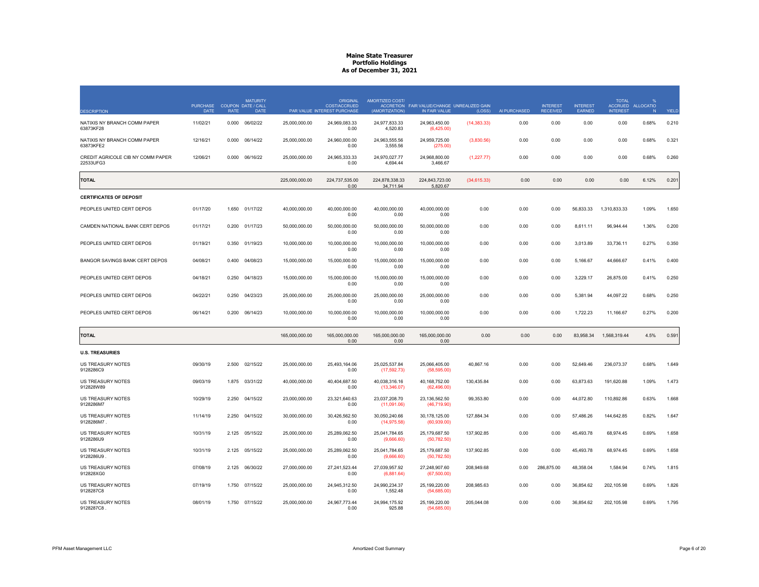# Maine State Treasurer
## Portfolio Holdings
### As of December 31, 2021

| DESCRIPTION | PURCHASE DATE | COUPON RATE | MATURITY DATE / CALL DATE | PAR VALUE | ORIGINAL COST/ACCRUED INTEREST PURCHASE | AMORTIZED COST/ ACCRETION (AMORTIZATION) | FAIR VALUE/CHANGE IN FAIR VALUE | UNREALIZED GAIN (LOSS) | AI PURCHASED | INTEREST RECEIVED | INTEREST EARNED | TOTAL ACCRUED INTEREST | % ALLOCATION | YIELD |
|---|---|---|---|---|---|---|---|---|---|---|---|---|---|---|
| NATIXIS NY BRANCH COMM PAPER 63873KF28 | 11/02/21 | 0.000 | 06/02/22 | 25,000,000.00 | 24,969,083.33<br>0.00 | 24,977,833.33<br>4,520.83 | 24,963,450.00<br>(6,425.00) | (14,383.33) | 0.00 | 0.00 | 0.00 | 0.00 | 0.68% | 0.210 |
| NATIXIS NY BRANCH COMM PAPER 63873KFE2 | 12/16/21 | 0.000 | 06/14/22 | 25,000,000.00 | 24,960,000.00<br>0.00 | 24,963,555.56<br>3,555.56 | 24,959,725.00<br>(275.00) | (3,830.56) | 0.00 | 0.00 | 0.00 | 0.00 | 0.68% | 0.321 |
| CREDIT AGRICOLE CIB NY COMM PAPER 22533UFG3 | 12/06/21 | 0.000 | 06/16/22 | 25,000,000.00 | 24,965,333.33<br>0.00 | 24,970,027.77<br>4,694.44 | 24,968,800.00<br>3,466.67 | (1,227.77) | 0.00 | 0.00 | 0.00 | 0.00 | 0.68% | 0.260 |
| **TOTAL** | | | | 225,000,000.00 | 224,737,535.00<br>0.00 | 224,878,338.33<br>34,711.94 | 224,843,723.00<br>5,820.67 | (34,615.33) | 0.00 | 0.00 | 0.00 | 0.00 | 6.12% | 0.201 |
| **CERTIFICATES OF DEPOSIT** | | | | | | | | | | | | | | |
| PEOPLES UNITED CERT DEPOS | 01/17/20 | 1.650 | 01/17/22 | 40,000,000.00 | 40,000,000.00<br>0.00 | 40,000,000.00<br>0.00 | 40,000,000.00<br>0.00 | 0.00 | 0.00 | 0.00 | 56,833.33 | 1,310,833.33 | 1.09% | 1.650 |
| CAMDEN NATIONAL BANK CERT DEPOS | 01/17/21 | 0.200 | 01/17/23 | 50,000,000.00 | 50,000,000.00<br>0.00 | 50,000,000.00<br>0.00 | 50,000,000.00<br>0.00 | 0.00 | 0.00 | 0.00 | 8,611.11 | 96,944.44 | 1.36% | 0.200 |
| PEOPLES UNITED CERT DEPOS | 01/19/21 | 0.350 | 01/19/23 | 10,000,000.00 | 10,000,000.00<br>0.00 | 10,000,000.00<br>0.00 | 10,000,000.00<br>0.00 | 0.00 | 0.00 | 0.00 | 3,013.89 | 33,736.11 | 0.27% | 0.350 |
| BANGOR SAVINGS BANK CERT DEPOS | 04/08/21 | 0.400 | 04/08/23 | 15,000,000.00 | 15,000,000.00<br>0.00 | 15,000,000.00<br>0.00 | 15,000,000.00<br>0.00 | 0.00 | 0.00 | 0.00 | 5,166.67 | 44,666.67 | 0.41% | 0.400 |
| PEOPLES UNITED CERT DEPOS | 04/18/21 | 0.250 | 04/18/23 | 15,000,000.00 | 15,000,000.00<br>0.00 | 15,000,000.00<br>0.00 | 15,000,000.00<br>0.00 | 0.00 | 0.00 | 0.00 | 3,229.17 | 26,875.00 | 0.41% | 0.250 |
| PEOPLES UNITED CERT DEPOS | 04/22/21 | 0.250 | 04/23/23 | 25,000,000.00 | 25,000,000.00<br>0.00 | 25,000,000.00<br>0.00 | 25,000,000.00<br>0.00 | 0.00 | 0.00 | 0.00 | 5,381.94 | 44,097.22 | 0.68% | 0.250 |
| PEOPLES UNITED CERT DEPOS | 06/14/21 | 0.200 | 06/14/23 | 10,000,000.00 | 10,000,000.00<br>0.00 | 10,000,000.00<br>0.00 | 10,000,000.00<br>0.00 | 0.00 | 0.00 | 0.00 | 1,722.23 | 11,166.67 | 0.27% | 0.200 |
| **TOTAL** | | | | 165,000,000.00 | 165,000,000.00<br>0.00 | 165,000,000.00<br>0.00 | 165,000,000.00<br>0.00 | 0.00 | 0.00 | 0.00 | 83,958.34 | 1,568,319.44 | 4.5% | 0.591 |
| **U.S. TREASURIES** | | | | | | | | | | | | | | |
| US TREASURY NOTES 9128286C9 | 09/30/19 | 2.500 | 02/15/22 | 25,000,000.00 | 25,493,164.06<br>0.00 | 25,025,537.84<br>(17,592.73) | 25,066,405.00<br>(58,595.00) | 40,867.16 | 0.00 | 0.00 | 52,649.46 | 236,073.37 | 0.68% | 1.649 |
| US TREASURY NOTES 912828W89 | 09/03/19 | 1.875 | 03/31/22 | 40,000,000.00 | 40,404,687.50<br>0.00 | 40,038,316.16<br>(13,346.07) | 40,168,752.00<br>(62,496.00) | 130,435.84 | 0.00 | 0.00 | 63,873.63 | 191,620.88 | 1.09% | 1.473 |
| US TREASURY NOTES 9128286M7 | 10/29/19 | 2.250 | 04/15/22 | 23,000,000.00 | 23,321,640.63<br>0.00 | 23,037,208.70<br>(11,091.06) | 23,136,562.50<br>(46,719.90) | 99,353.80 | 0.00 | 0.00 | 44,072.80 | 110,892.86 | 0.63% | 1.668 |
| US TREASURY NOTES 9128286M7 . | 11/14/19 | 2.250 | 04/15/22 | 30,000,000.00 | 30,426,562.50<br>0.00 | 30,050,240.66<br>(14,975.58) | 30,178,125.00<br>(60,939.00) | 127,884.34 | 0.00 | 0.00 | 57,486.26 | 144,642.85 | 0.82% | 1.647 |
| US TREASURY NOTES 9128286U9 | 10/31/19 | 2.125 | 05/15/22 | 25,000,000.00 | 25,289,062.50<br>0.00 | 25,041,784.65<br>(9,666.60) | 25,179,687.50<br>(50,782.50) | 137,902.85 | 0.00 | 0.00 | 45,493.78 | 68,974.45 | 0.69% | 1.658 |
| US TREASURY NOTES 9128286U9 . | 10/31/19 | 2.125 | 05/15/22 | 25,000,000.00 | 25,289,062.50<br>0.00 | 25,041,784.65<br>(9,666.60) | 25,179,687.50<br>(50,782.50) | 137,902.85 | 0.00 | 0.00 | 45,493.78 | 68,974.45 | 0.69% | 1.658 |
| US TREASURY NOTES 912828XG0 | 07/08/19 | 2.125 | 06/30/22 | 27,000,000.00 | 27,241,523.44<br>0.00 | 27,039,957.92<br>(6,881.64) | 27,248,907.60<br>(67,500.00) | 208,949.68 | 0.00 | 286,875.00 | 48,358.04 | 1,584.94 | 0.74% | 1.815 |
| US TREASURY NOTES 9128287C8 | 07/19/19 | 1.750 | 07/15/22 | 25,000,000.00 | 24,945,312.50<br>0.00 | 24,990,234.37<br>1,552.48 | 25,199,220.00<br>(54,685.00) | 208,985.63 | 0.00 | 0.00 | 36,854.62 | 202,105.98 | 0.69% | 1.826 |
| US TREASURY NOTES 9128287C8 . | 08/01/19 | 1.750 | 07/15/22 | 25,000,000.00 | 24,967,773.44<br>0.00 | 24,994,175.92<br>925.88 | 25,199,220.00<br>(54,685.00) | 205,044.08 | 0.00 | 0.00 | 36,854.62 | 202,105.98 | 0.69% | 1.795 |

PFM Asset Management LLC — Amortized Cost Summary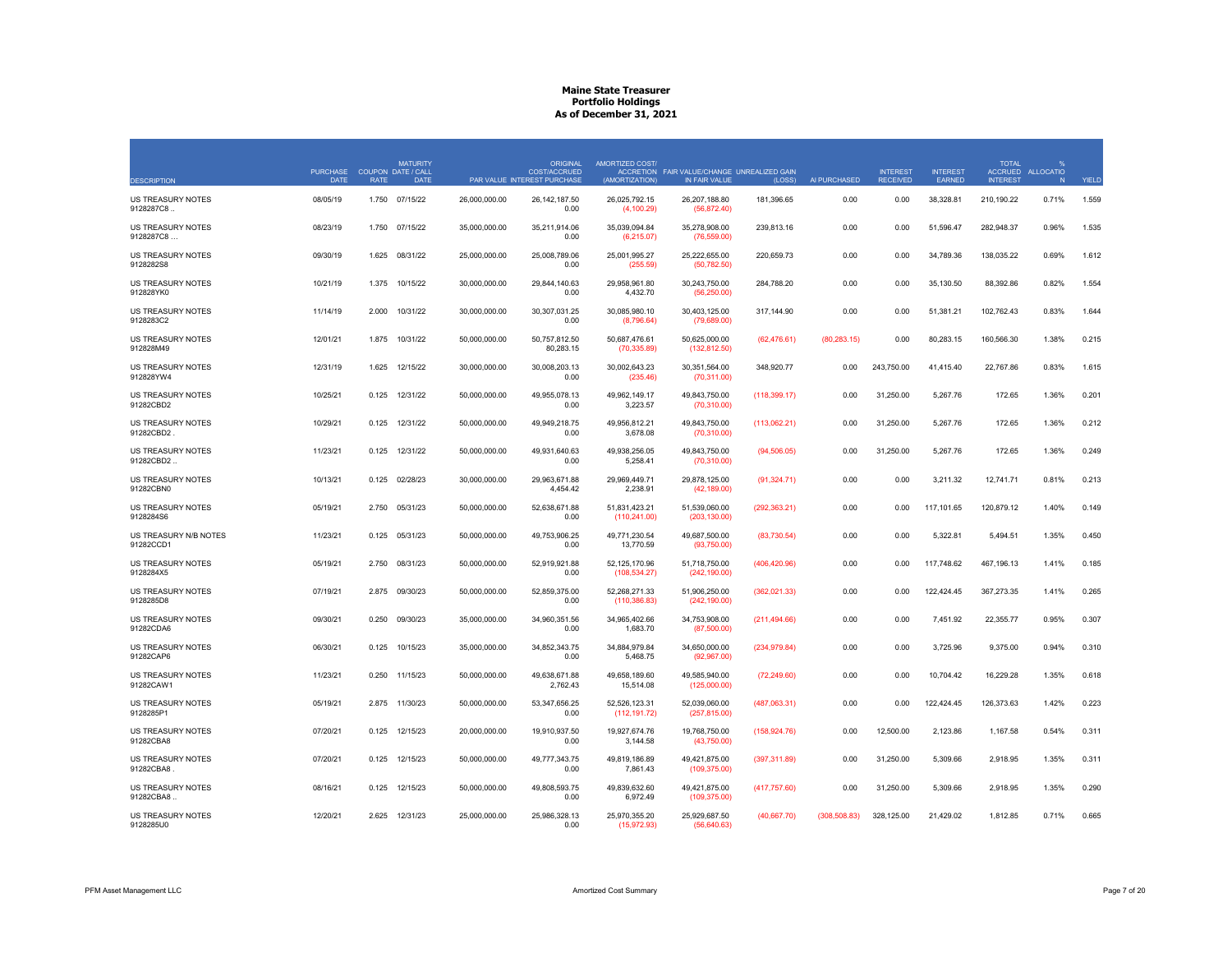# Maine State Treasurer
## Portfolio Holdings
### As of December 31, 2021

| DESCRIPTION | PURCHASE DATE | COUPON RATE | MATURITY DATE / CALL DATE | PAR VALUE | ORIGINAL COST/ACCRUED INTEREST PURCHASE | AMORTIZED COST/ ACCRETION (AMORTIZATION) | FAIR VALUE/CHANGE IN FAIR VALUE | UNREALIZED GAIN (LOSS) | AI PURCHASED | INTEREST RECEIVED | INTEREST EARNED | TOTAL ACCRUED INTEREST | % ALLOCATION | YIELD |
|---|---|---|---|---|---|---|---|---|---|---|---|---|---|---|
| US TREASURY NOTES 9128287C8 .. | 08/05/19 | 1.750 | 07/15/22 | 26,000,000.00 | 26,142,187.50 / 0.00 | 26,025,792.15 / (4,100.29) | 26,207,188.80 / (56,872.40) | 181,396.65 | 0.00 | 0.00 | 38,328.81 | 210,190.22 | 0.71% | 1.559 |
| US TREASURY NOTES 9128287C8 ... | 08/23/19 | 1.750 | 07/15/22 | 35,000,000.00 | 35,211,914.06 / 0.00 | 35,039,094.84 / (6,215.07) | 35,278,908.00 / (76,559.00) | 239,813.16 | 0.00 | 0.00 | 51,596.47 | 282,948.37 | 0.96% | 1.535 |
| US TREASURY NOTES 912828Z8 | 09/30/19 | 1.625 | 08/31/22 | 25,000,000.00 | 25,008,789.06 / 0.00 | 25,001,995.27 / (255.59) | 25,222,655.00 / (50,782.50) | 220,659.73 | 0.00 | 0.00 | 34,789.36 | 138,035.22 | 0.69% | 1.612 |
| US TREASURY NOTES 912828YK0 | 10/21/19 | 1.375 | 10/15/22 | 30,000,000.00 | 29,844,140.63 / 0.00 | 29,958,961.80 / 4,432.70 | 30,243,750.00 / (56,250.00) | 284,788.20 | 0.00 | 0.00 | 35,130.50 | 88,392.86 | 0.82% | 1.554 |
| US TREASURY NOTES 9128283C2 | 11/14/19 | 2.000 | 10/31/22 | 30,000,000.00 | 30,307,031.25 / 0.00 | 30,085,980.10 / (8,796.64) | 30,403,125.00 / (79,689.00) | 317,144.90 | 0.00 | 0.00 | 51,381.21 | 102,762.43 | 0.83% | 1.644 |
| US TREASURY NOTES 912828M49 | 12/01/21 | 1.875 | 10/31/22 | 50,000,000.00 | 50,757,812.50 / 80,283.15 | 50,687,476.61 / (70,335.89) | 50,625,000.00 / (132,812.50) | (62,476.61) | (80,283.15) | 0.00 | 80,283.15 | 160,566.30 | 1.38% | 0.215 |
| US TREASURY NOTES 912828YW4 | 12/31/19 | 1.625 | 12/15/22 | 30,000,000.00 | 30,008,203.13 / 0.00 | 30,002,643.23 / (235.46) | 30,351,564.00 / (70,311.00) | 348,920.77 | 0.00 | 243,750.00 | 41,415.40 | 22,767.86 | 0.83% | 1.615 |
| US TREASURY NOTES 91282CBD2 | 10/25/21 | 0.125 | 12/31/22 | 50,000,000.00 | 49,955,078.13 / 0.00 | 49,962,149.17 / 3,223.57 | 49,843,750.00 / (70,310.00) | (118,399.17) | 0.00 | 31,250.00 | 5,267.76 | 172.65 | 1.36% | 0.201 |
| US TREASURY NOTES 91282CBD2 . | 10/29/21 | 0.125 | 12/31/22 | 50,000,000.00 | 49,949,218.75 / 0.00 | 49,956,812.21 / 3,678.08 | 49,843,750.00 / (70,310.00) | (113,062.21) | 0.00 | 31,250.00 | 5,267.76 | 172.65 | 1.36% | 0.212 |
| US TREASURY NOTES 91282CBD2 .. | 11/23/21 | 0.125 | 12/31/22 | 50,000,000.00 | 49,931,640.63 / 0.00 | 49,938,256.05 / 5,258.41 | 49,843,750.00 / (70,310.00) | (94,506.05) | 0.00 | 31,250.00 | 5,267.76 | 172.65 | 1.36% | 0.249 |
| US TREASURY NOTES 91282CBN0 | 10/13/21 | 0.125 | 02/28/23 | 30,000,000.00 | 29,963,671.88 / 4,454.42 | 29,969,449.71 / 2,238.91 | 29,878,125.00 / (42,189.00) | (91,324.71) | 0.00 | 0.00 | 3,211.32 | 12,741.71 | 0.81% | 0.213 |
| US TREASURY NOTES 9128284S6 | 05/19/21 | 2.750 | 05/31/23 | 50,000,000.00 | 52,638,671.88 / 0.00 | 51,831,423.21 / (110,241.00) | 51,539,060.00 / (203,130.00) | (292,363.21) | 0.00 | 0.00 | 117,101.65 | 120,879.12 | 1.40% | 0.149 |
| US TREASURY N/B NOTES 91282CCD1 | 11/23/21 | 0.125 | 05/31/23 | 50,000,000.00 | 49,753,906.25 / 0.00 | 49,771,230.54 / 13,770.59 | 49,687,500.00 / (93,750.00) | (83,730.54) | 0.00 | 0.00 | 5,322.81 | 5,494.51 | 1.35% | 0.450 |
| US TREASURY NOTES 9128284X5 | 05/19/21 | 2.750 | 08/31/23 | 50,000,000.00 | 52,919,921.88 / 0.00 | 52,125,170.96 / (108,534.27) | 51,718,750.00 / (242,190.00) | (406,420.96) | 0.00 | 0.00 | 117,748.62 | 467,196.13 | 1.41% | 0.185 |
| US TREASURY NOTES 9128285D8 | 07/19/21 | 2.875 | 09/30/23 | 50,000,000.00 | 52,859,375.00 / 0.00 | 52,268,271.33 / (110,386.83) | 51,906,250.00 / (242,190.00) | (362,021.33) | 0.00 | 0.00 | 122,424.45 | 367,273.35 | 1.41% | 0.265 |
| US TREASURY NOTES 91282CDA6 | 09/30/21 | 0.250 | 09/30/23 | 35,000,000.00 | 34,960,351.56 / 0.00 | 34,965,402.66 / 1,683.70 | 34,753,908.00 / (87,500.00) | (211,494.66) | 0.00 | 0.00 | 7,451.92 | 22,355.77 | 0.95% | 0.307 |
| US TREASURY NOTES 91282CAP6 | 06/30/21 | 0.125 | 10/15/23 | 35,000,000.00 | 34,852,343.75 / 0.00 | 34,884,979.84 / 5,468.75 | 34,650,000.00 / (92,967.00) | (234,979.84) | 0.00 | 0.00 | 3,725.96 | 9,375.00 | 0.94% | 0.310 |
| US TREASURY NOTES 91282CAW1 | 11/23/21 | 0.250 | 11/15/23 | 50,000,000.00 | 49,638,671.88 / 2,762.43 | 49,658,189.60 / 15,514.08 | 49,585,940.00 / (125,000.00) | (72,249.60) | 0.00 | 0.00 | 10,704.42 | 16,229.28 | 1.35% | 0.618 |
| US TREASURY NOTES 9128285P1 | 05/19/21 | 2.875 | 11/30/23 | 50,000,000.00 | 53,347,656.25 / 0.00 | 52,526,123.31 / (112,191.72) | 52,039,060.00 / (257,815.00) | (487,063.31) | 0.00 | 0.00 | 122,424.45 | 126,373.63 | 1.42% | 0.223 |
| US TREASURY NOTES 91282CBA8 | 07/20/21 | 0.125 | 12/15/23 | 20,000,000.00 | 19,910,937.50 / 0.00 | 19,927,674.76 / 3,144.58 | 19,768,750.00 / (43,750.00) | (158,924.76) | 0.00 | 12,500.00 | 2,123.86 | 1,167.58 | 0.54% | 0.311 |
| US TREASURY NOTES 91282CBA8 . | 07/20/21 | 0.125 | 12/15/23 | 50,000,000.00 | 49,777,343.75 / 0.00 | 49,819,186.89 / 7,861.43 | 49,421,875.00 / (109,375.00) | (397,311.89) | 0.00 | 31,250.00 | 5,309.66 | 2,918.95 | 1.35% | 0.311 |
| US TREASURY NOTES 91282CBA8 .. | 08/16/21 | 0.125 | 12/15/23 | 50,000,000.00 | 49,808,593.75 / 0.00 | 49,839,632.60 / 6,972.49 | 49,421,875.00 / (109,375.00) | (417,757.60) | 0.00 | 31,250.00 | 5,309.66 | 2,918.95 | 1.35% | 0.290 |
| US TREASURY NOTES 9128285U0 | 12/20/21 | 2.625 | 12/31/23 | 25,000,000.00 | 25,986,328.13 / 0.00 | 25,970,355.20 / (15,972.93) | 25,929,687.50 / (56,640.63) | (40,667.70) | (308,508.83) | 328,125.00 | 21,429.02 | 1,812.85 | 0.71% | 0.665 |

PFM Asset Management LLC — Amortized Cost Summary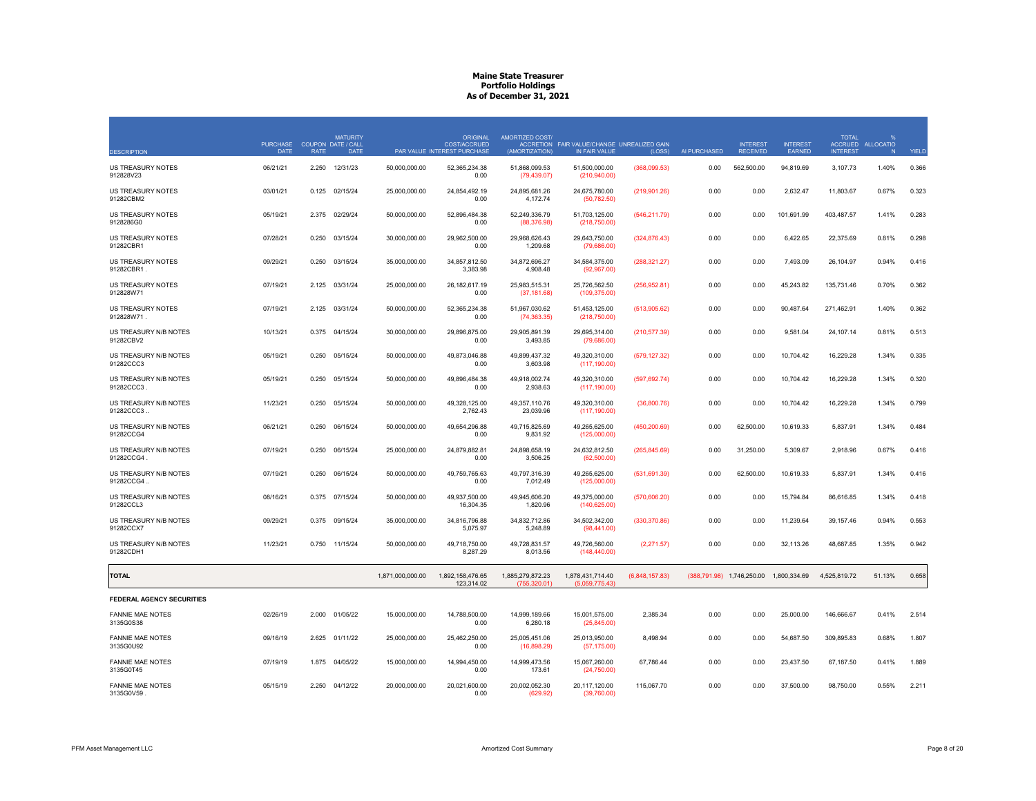# Maine State Treasurer
## Portfolio Holdings
### As of December 31, 2021

| DESCRIPTION | PURCHASE DATE | COUPON RATE | MATURITY DATE / CALL DATE | PAR VALUE | ORIGINAL COST/ACCRUED INTEREST PURCHASE | AMORTIZED COST/ ACCRETION (AMORTIZATION) | FAIR VALUE/CHANGE IN FAIR VALUE | UNREALIZED GAIN (LOSS) | AI PURCHASED | INTEREST RECEIVED | INTEREST EARNED | TOTAL ACCRUED INTEREST | % ALLOCATION | YIELD |
|---|---|---|---|---|---|---|---|---|---|---|---|---|---|---|
| US TREASURY NOTES 912828V23 | 06/21/21 | 2.250 | 12/31/23 | 50,000,000.00 | 52,365,234.38 0.00 | 51,868,099.53 (79,439.07) | 51,500,000.00 (210,940.00) | (368,099.53) | 0.00 | 562,500.00 | 94,819.69 | 3,107.73 | 1.40% | 0.366 |
| US TREASURY NOTES 91282CBM2 | 03/01/21 | 0.125 | 02/15/24 | 25,000,000.00 | 24,854,492.19 0.00 | 24,895,681.26 4,172.74 | 24,675,780.00 (50,782.50) | (219,901.26) | 0.00 | 0.00 | 2,632.47 | 11,803.67 | 0.67% | 0.323 |
| US TREASURY NOTES 9128286G0 | 05/19/21 | 2.375 | 02/29/24 | 50,000,000.00 | 52,896,484.38 0.00 | 52,249,336.79 (88,376.98) | 51,703,125.00 (218,750.00) | (546,211.79) | 0.00 | 0.00 | 101,691.99 | 403,487.57 | 1.41% | 0.283 |
| US TREASURY NOTES 91282CBR1 | 07/28/21 | 0.250 | 03/15/24 | 30,000,000.00 | 29,962,500.00 0.00 | 29,968,626.43 1,209.68 | 29,643,750.00 (79,686.00) | (324,876.43) | 0.00 | 0.00 | 6,422.65 | 22,375.69 | 0.81% | 0.298 |
| US TREASURY NOTES 91282CBR1 . | 09/29/21 | 0.250 | 03/15/24 | 35,000,000.00 | 34,857,812.50 3,383.98 | 34,872,696.27 4,908.48 | 34,584,375.00 (92,967.00) | (288,321.27) | 0.00 | 0.00 | 7,493.09 | 26,104.97 | 0.94% | 0.416 |
| US TREASURY NOTES 912828W71 | 07/19/21 | 2.125 | 03/31/24 | 25,000,000.00 | 26,182,617.19 0.00 | 25,983,515.31 (37,181.68) | 25,726,562.50 (109,375.00) | (256,952.81) | 0.00 | 0.00 | 45,243.82 | 135,731.46 | 0.70% | 0.362 |
| US TREASURY NOTES 912828W71 . | 07/19/21 | 2.125 | 03/31/24 | 50,000,000.00 | 52,365,234.38 0.00 | 51,967,030.62 (74,363.35) | 51,453,125.00 (218,750.00) | (513,905.62) | 0.00 | 0.00 | 90,487.64 | 271,462.91 | 1.40% | 0.362 |
| US TREASURY N/B NOTES 91282CBV2 | 10/13/21 | 0.375 | 04/15/24 | 30,000,000.00 | 29,896,875.00 0.00 | 29,905,891.39 3,493.85 | 29,695,314.00 (79,686.00) | (210,577.39) | 0.00 | 0.00 | 9,581.04 | 24,107.14 | 0.81% | 0.513 |
| US TREASURY N/B NOTES 91282CCC3 | 05/19/21 | 0.250 | 05/15/24 | 50,000,000.00 | 49,873,046.88 0.00 | 49,899,437.32 3,603.98 | 49,320,310.00 (117,190.00) | (579,127.32) | 0.00 | 0.00 | 10,704.42 | 16,229.28 | 1.34% | 0.335 |
| US TREASURY N/B NOTES 91282CCC3 . | 05/19/21 | 0.250 | 05/15/24 | 50,000,000.00 | 49,896,484.38 0.00 | 49,918,002.74 2,938.63 | 49,320,310.00 (117,190.00) | (597,692.74) | 0.00 | 0.00 | 10,704.42 | 16,229.28 | 1.34% | 0.320 |
| US TREASURY N/B NOTES 91282CCC3 .. | 11/23/21 | 0.250 | 05/15/24 | 50,000,000.00 | 49,328,125.00 2,762.43 | 49,357,110.76 23,039.96 | 49,320,310.00 (117,190.00) | (36,800.76) | 0.00 | 0.00 | 10,704.42 | 16,229.28 | 1.34% | 0.799 |
| US TREASURY N/B NOTES 91282CCG4 | 06/21/21 | 0.250 | 06/15/24 | 50,000,000.00 | 49,654,296.88 0.00 | 49,715,825.69 9,831.92 | 49,265,625.00 (125,000.00) | (450,200.69) | 0.00 | 62,500.00 | 10,619.33 | 5,837.91 | 1.34% | 0.484 |
| US TREASURY N/B NOTES 91282CCG4 . | 07/19/21 | 0.250 | 06/15/24 | 25,000,000.00 | 24,879,882.81 0.00 | 24,898,658.19 3,506.25 | 24,632,812.50 (62,500.00) | (265,845.69) | 0.00 | 31,250.00 | 5,309.67 | 2,918.96 | 0.67% | 0.416 |
| US TREASURY N/B NOTES 91282CCG4 .. | 07/19/21 | 0.250 | 06/15/24 | 50,000,000.00 | 49,759,765.63 0.00 | 49,797,316.39 7,012.49 | 49,265,625.00 (125,000.00) | (531,691.39) | 0.00 | 62,500.00 | 10,619.33 | 5,837.91 | 1.34% | 0.416 |
| US TREASURY N/B NOTES 91282CCL3 | 08/16/21 | 0.375 | 07/15/24 | 50,000,000.00 | 49,937,500.00 16,304.35 | 49,945,606.20 1,820.96 | 49,375,000.00 (140,625.00) | (570,606.20) | 0.00 | 0.00 | 15,794.84 | 86,616.85 | 1.34% | 0.418 |
| US TREASURY N/B NOTES 91282CCX7 | 09/29/21 | 0.375 | 09/15/24 | 35,000,000.00 | 34,816,796.88 5,075.97 | 34,832,712.86 5,248.89 | 34,502,342.00 (98,441.00) | (330,370.86) | 0.00 | 0.00 | 11,239.64 | 39,157.46 | 0.94% | 0.553 |
| US TREASURY N/B NOTES 91282CDH1 | 11/23/21 | 0.750 | 11/15/24 | 50,000,000.00 | 49,718,750.00 8,287.29 | 49,728,831.57 8,013.56 | 49,726,560.00 (148,440.00) | (2,271.57) | 0.00 | 0.00 | 32,113.26 | 48,687.85 | 1.35% | 0.942 |
| **TOTAL** | | | | 1,871,000,000.00 | 1,892,158,476.65 123,314.02 | 1,885,279,872.23 (755,320.01) | 1,878,431,714.40 (5,059,775.43) | (6,848,157.83) | (388,791.98) | 1,746,250.00 | 1,800,334.69 | 4,525,819.72 | 51.13% | 0.658 |
| **FEDERAL AGENCY SECURITIES** | | | | | | | | | | | | | | |
| FANNIE MAE NOTES 3135G0S38 | 02/26/19 | 2.000 | 01/05/22 | 15,000,000.00 | 14,788,500.00 0.00 | 14,999,189.66 6,280.18 | 15,001,575.00 (25,845.00) | 2,385.34 | 0.00 | 0.00 | 25,000.00 | 146,666.67 | 0.41% | 2.514 |
| FANNIE MAE NOTES 3135G0U92 | 09/16/19 | 2.625 | 01/11/22 | 25,000,000.00 | 25,462,250.00 0.00 | 25,005,451.06 (16,898.29) | 25,013,950.00 (57,175.00) | 8,498.94 | 0.00 | 0.00 | 54,687.50 | 309,895.83 | 0.68% | 1.807 |
| FANNIE MAE NOTES 3135G0T45 | 07/19/19 | 1.875 | 04/05/22 | 15,000,000.00 | 14,994,450.00 0.00 | 14,999,473.56 173.61 | 15,067,260.00 (24,750.00) | 67,786.44 | 0.00 | 0.00 | 23,437.50 | 67,187.50 | 0.41% | 1.889 |
| FANNIE MAE NOTES 3135G0V59 . | 05/15/19 | 2.250 | 04/12/22 | 20,000,000.00 | 20,021,600.00 0.00 | 20,002,052.30 (629.92) | 20,117,120.00 (39,760.00) | 115,067.70 | 0.00 | 0.00 | 37,500.00 | 98,750.00 | 0.55% | 2.211 |

PFM Asset Management LLC — Amortized Cost Summary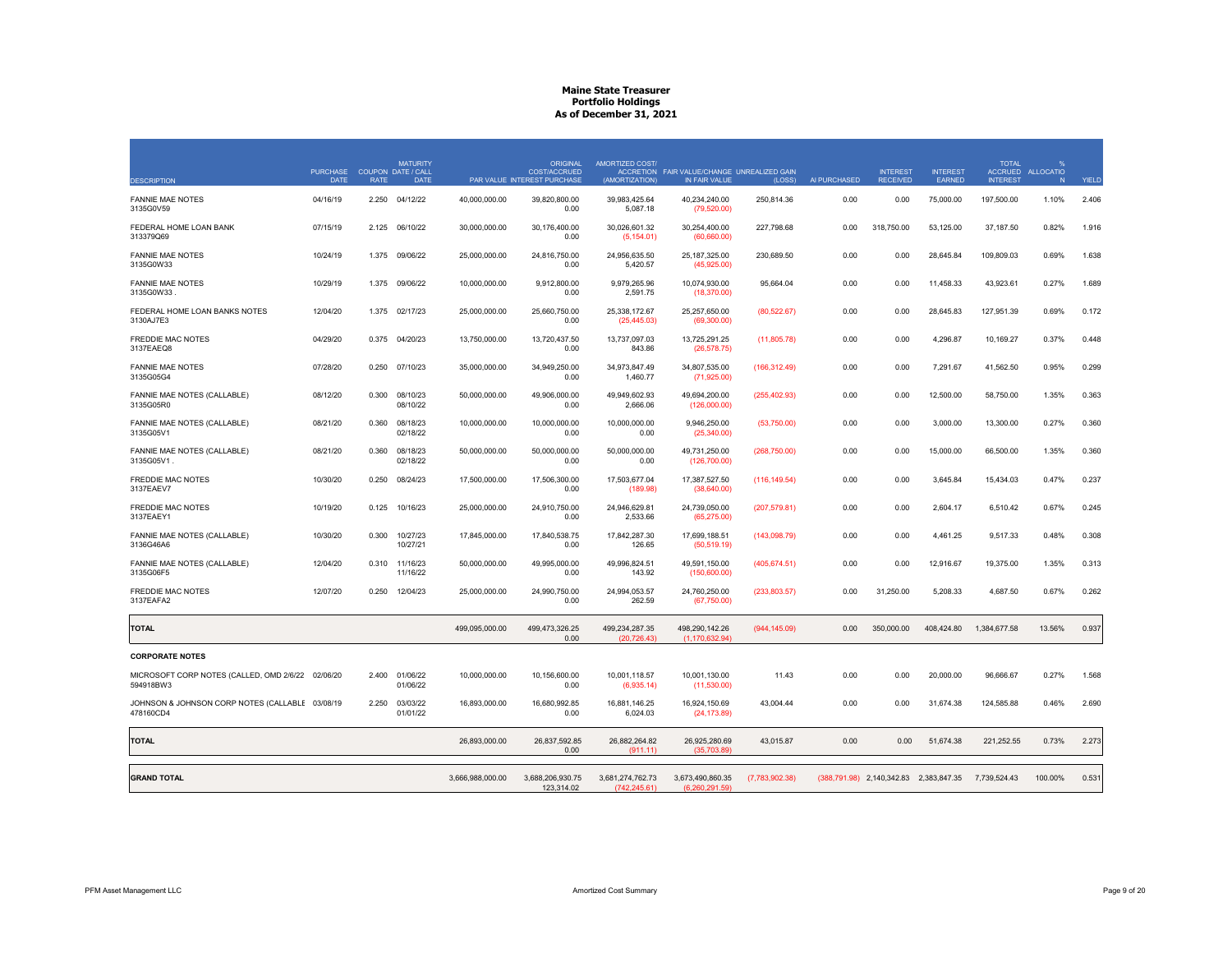# Maine State Treasurer
## Portfolio Holdings
### As of December 31, 2021

| DESCRIPTION | PURCHASE DATE | COUPON RATE | MATURITY DATE / CALL DATE | PAR VALUE | ORIGINAL COST/ACCRUED INTEREST PURCHASE | AMORTIZED COST/ ACCRETION (AMORTIZATION) | FAIR VALUE/CHANGE IN FAIR VALUE | UNREALIZED GAIN (LOSS) | AI PURCHASED | INTEREST RECEIVED | INTEREST EARNED | TOTAL ACCRUED INTEREST | % ALLOCATION | YIELD |
|---|---|---|---|---|---|---|---|---|---|---|---|---|---|---|
| FANNIE MAE NOTES 3135G0V59 | 04/16/19 | 2.250 | 04/12/22 | 40,000,000.00 | 39,820,800.00 / 0.00 | 39,983,425.64 / 5,087.18 | 40,234,240.00 / (79,520.00) | 250,814.36 | 0.00 | 0.00 | 75,000.00 | 197,500.00 | 1.10% | 2.406 |
| FEDERAL HOME LOAN BANK 313379Q69 | 07/15/19 | 2.125 | 06/10/22 | 30,000,000.00 | 30,176,400.00 / 0.00 | 30,026,601.32 / (5,154.01) | 30,254,400.00 / (60,660.00) | 227,798.68 | 0.00 | 318,750.00 | 53,125.00 | 37,187.50 | 0.82% | 1.916 |
| FANNIE MAE NOTES 3135G0W33 | 10/24/19 | 1.375 | 09/06/22 | 25,000,000.00 | 24,816,750.00 / 0.00 | 24,956,635.50 / 5,420.57 | 25,187,325.00 / (45,925.00) | 230,689.50 | 0.00 | 0.00 | 28,645.84 | 109,809.03 | 0.69% | 1.638 |
| FANNIE MAE NOTES 3135G0W33 . | 10/29/19 | 1.375 | 09/06/22 | 10,000,000.00 | 9,912,800.00 / 0.00 | 9,979,265.96 / 2,591.75 | 10,074,930.00 / (18,370.00) | 95,664.04 | 0.00 | 0.00 | 11,458.33 | 43,923.61 | 0.27% | 1.689 |
| FEDERAL HOME LOAN BANKS NOTES 3130AJ7E3 | 12/04/20 | 1.375 | 02/17/23 | 25,000,000.00 | 25,660,750.00 / 0.00 | 25,338,172.67 / (25,445.03) | 25,257,650.00 / (69,300.00) | (80,522.67) | 0.00 | 0.00 | 28,645.83 | 127,951.39 | 0.69% | 0.172 |
| FREDDIE MAC NOTES 3137EAEQ8 | 04/29/20 | 0.375 | 04/20/23 | 13,750,000.00 | 13,720,437.50 / 0.00 | 13,737,097.03 / 843.86 | 13,725,291.25 / (26,578.75) | (11,805.78) | 0.00 | 0.00 | 4,296.87 | 10,169.27 | 0.37% | 0.448 |
| FANNIE MAE NOTES 3135G05G4 | 07/28/20 | 0.250 | 07/10/23 | 35,000,000.00 | 34,949,250.00 / 0.00 | 34,973,847.49 / 1,460.77 | 34,807,535.00 / (71,925.00) | (166,312.49) | 0.00 | 0.00 | 7,291.67 | 41,562.50 | 0.95% | 0.299 |
| FANNIE MAE NOTES (CALLABLE) 3135G05R0 | 08/12/20 | 0.300 | 08/10/23 / 08/10/22 | 50,000,000.00 | 49,906,000.00 / 0.00 | 49,949,602.93 / 2,666.06 | 49,694,200.00 / (126,000.00) | (255,402.93) | 0.00 | 0.00 | 12,500.00 | 58,750.00 | 1.35% | 0.363 |
| FANNIE MAE NOTES (CALLABLE) 3135G05V1 | 08/21/20 | 0.360 | 08/18/23 / 02/18/22 | 10,000,000.00 | 10,000,000.00 / 0.00 | 10,000,000.00 / 0.00 | 9,946,250.00 / (25,340.00) | (53,750.00) | 0.00 | 0.00 | 3,000.00 | 13,300.00 | 0.27% | 0.360 |
| FANNIE MAE NOTES (CALLABLE) 3135G05V1 . | 08/21/20 | 0.360 | 08/18/23 / 02/18/22 | 50,000,000.00 | 50,000,000.00 / 0.00 | 50,000,000.00 / 0.00 | 49,731,250.00 / (126,700.00) | (268,750.00) | 0.00 | 0.00 | 15,000.00 | 66,500.00 | 1.35% | 0.360 |
| FREDDIE MAC NOTES 3137EAEV7 | 10/30/20 | 0.250 | 08/24/23 | 17,500,000.00 | 17,506,300.00 / 0.00 | 17,503,677.04 / (189.98) | 17,387,527.50 / (38,640.00) | (116,149.54) | 0.00 | 0.00 | 3,645.84 | 15,434.03 | 0.47% | 0.237 |
| FREDDIE MAC NOTES 3137EAEY1 | 10/19/20 | 0.125 | 10/16/23 | 25,000,000.00 | 24,910,750.00 / 0.00 | 24,946,629.81 / 2,533.66 | 24,739,050.00 / (65,275.00) | (207,579.81) | 0.00 | 0.00 | 2,604.17 | 6,510.42 | 0.67% | 0.245 |
| FANNIE MAE NOTES (CALLABLE) 3136G46A6 | 10/30/20 | 0.300 | 10/27/23 / 10/27/21 | 17,845,000.00 | 17,840,538.75 / 0.00 | 17,842,287.30 / 126.65 | 17,699,188.51 / (50,519.19) | (143,098.79) | 0.00 | 0.00 | 4,461.25 | 9,517.33 | 0.48% | 0.308 |
| FANNIE MAE NOTES (CALLABLE) 3135G06F5 | 12/04/20 | 0.310 | 11/16/23 / 11/16/22 | 50,000,000.00 | 49,995,000.00 / 0.00 | 49,996,824.51 / 143.92 | 49,591,150.00 / (150,600.00) | (405,674.51) | 0.00 | 0.00 | 12,916.67 | 19,375.00 | 1.35% | 0.313 |
| FREDDIE MAC NOTES 3137EAFA2 | 12/07/20 | 0.250 | 12/04/23 | 25,000,000.00 | 24,990,750.00 / 0.00 | 24,994,053.57 / 262.59 | 24,760,250.00 / (67,750.00) | (233,803.57) | 0.00 | 31,250.00 | 5,208.33 | 4,687.50 | 0.67% | 0.262 |
| **TOTAL** | | | | 499,095,000.00 | 499,473,326.25 / 0.00 | 499,234,287.35 / (20,726.43) | 498,290,142.26 / (1,170,632.94) | (944,145.09) | 0.00 | 350,000.00 | 408,424.80 | 1,384,677.58 | 13.56% | 0.937 |
| **CORPORATE NOTES** | | | | | | | | | | | | | | |
| MICROSOFT CORP NOTES (CALLED, OMD 2/6/22 594918BW3 | 02/06/20 | 2.400 | 01/06/22 / 01/06/22 | 10,000,000.00 | 10,156,600.00 / 0.00 | 10,001,118.57 / (6,935.14) | 10,001,130.00 / (11,530.00) | 11.43 | 0.00 | 0.00 | 20,000.00 | 96,666.67 | 0.27% | 1.568 |
| JOHNSON & JOHNSON CORP NOTES (CALLABLE 478160CD4 | 03/08/19 | 2.250 | 03/03/22 / 01/01/22 | 16,893,000.00 | 16,680,992.85 / 0.00 | 16,881,146.25 / 6,024.03 | 16,924,150.69 / (24,173.89) | 43,004.44 | 0.00 | 0.00 | 31,674.38 | 124,585.88 | 0.46% | 2.690 |
| **TOTAL** | | | | 26,893,000.00 | 26,837,592.85 / 0.00 | 26,882,264.82 / (911.11) | 26,925,280.69 / (35,703.89) | 43,015.87 | 0.00 | 0.00 | 51,674.38 | 221,252.55 | 0.73% | 2.273 |
| **GRAND TOTAL** | | | | 3,666,988,000.00 | 3,688,206,930.75 / 123,314.02 | 3,681,274,762.73 / (742,245.61) | 3,673,490,860.35 / (6,260,291.59) | (7,783,902.38) | (388,791.98) | 2,140,342.83 | 2,383,847.35 | 7,739,524.43 | 100.00% | 0.531 |

PFM Asset Management LLC — Amortized Cost Summary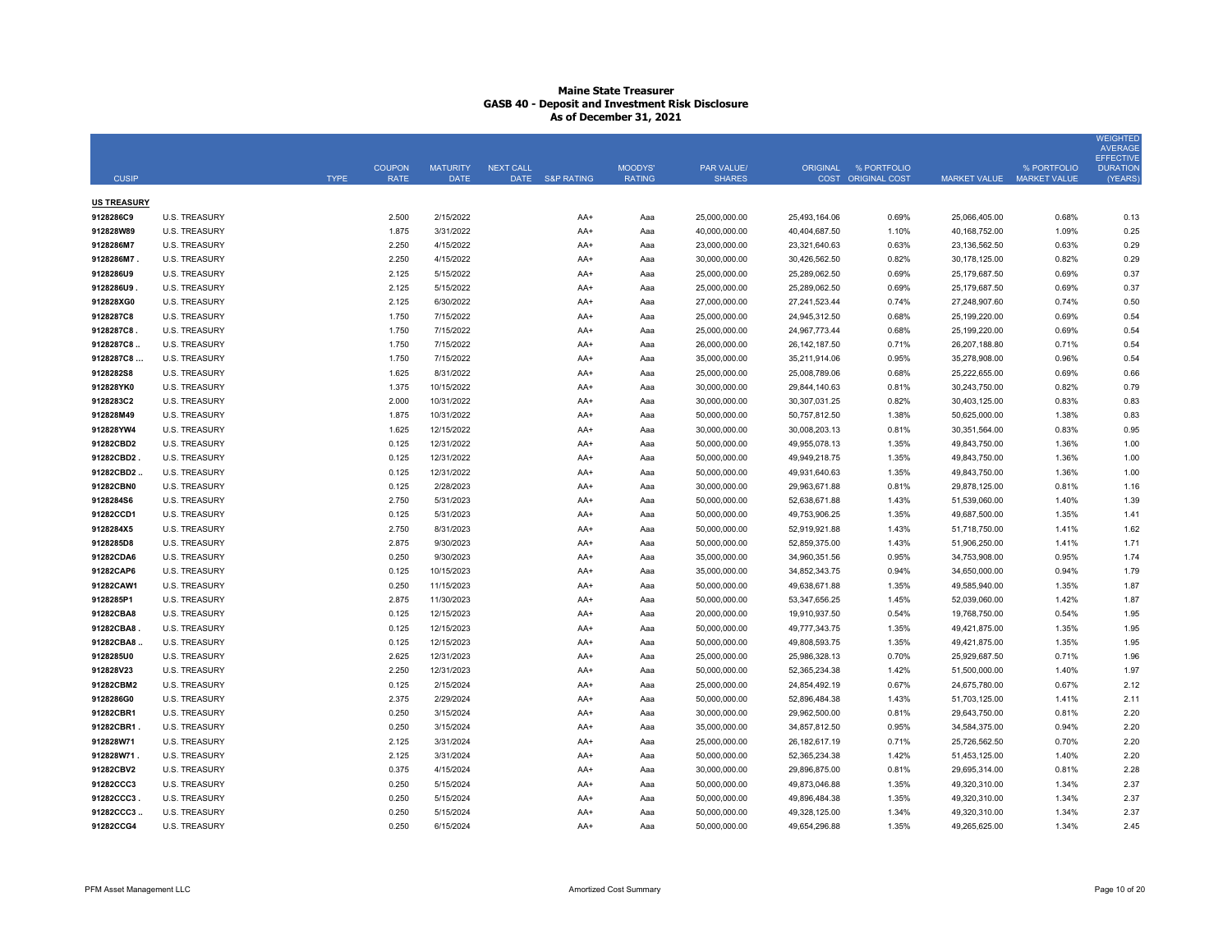# Maine State Treasurer
## GASB 40 - Deposit and Investment Risk Disclosure
### As of December 31, 2021

| CUSIP | TYPE | COUPON RATE | MATURITY DATE | NEXT CALL DATE | S&P RATING | MOODYS' RATING | PAR VALUE/ SHARES | ORIGINAL COST | % PORTFOLIO ORIGINAL COST | MARKET VALUE | % PORTFOLIO MARKET VALUE | WEIGHTED AVERAGE EFFECTIVE DURATION (YEARS) |
|---|---|---|---|---|---|---|---|---|---|---|---|---|
| **US TREASURY** | | | | | | | | | | | | |
| 9128286C9 | U.S. TREASURY | 2.500 | 2/15/2022 | | AA+ | Aaa | 25,000,000.00 | 25,493,164.06 | 0.69% | 25,066,405.00 | 0.68% | 0.13 |
| 912828W89 | U.S. TREASURY | 1.875 | 3/31/2022 | | AA+ | Aaa | 40,000,000.00 | 40,404,687.50 | 1.10% | 40,168,752.00 | 1.09% | 0.25 |
| 9128286M7 | U.S. TREASURY | 2.250 | 4/15/2022 | | AA+ | Aaa | 23,000,000.00 | 23,321,640.63 | 0.63% | 23,136,562.50 | 0.63% | 0.29 |
| 9128286M7 . | U.S. TREASURY | 2.250 | 4/15/2022 | | AA+ | Aaa | 30,000,000.00 | 30,426,562.50 | 0.82% | 30,178,125.00 | 0.82% | 0.29 |
| 9128286U9 | U.S. TREASURY | 2.125 | 5/15/2022 | | AA+ | Aaa | 25,000,000.00 | 25,289,062.50 | 0.69% | 25,179,687.50 | 0.69% | 0.37 |
| 9128286U9 . | U.S. TREASURY | 2.125 | 5/15/2022 | | AA+ | Aaa | 25,000,000.00 | 25,289,062.50 | 0.69% | 25,179,687.50 | 0.69% | 0.37 |
| 912828XG0 | U.S. TREASURY | 2.125 | 6/30/2022 | | AA+ | Aaa | 27,000,000.00 | 27,241,523.44 | 0.74% | 27,248,907.60 | 0.74% | 0.50 |
| 9128287C8 | U.S. TREASURY | 1.750 | 7/15/2022 | | AA+ | Aaa | 25,000,000.00 | 24,945,312.50 | 0.68% | 25,199,220.00 | 0.69% | 0.54 |
| 9128287C8 . | U.S. TREASURY | 1.750 | 7/15/2022 | | AA+ | Aaa | 25,000,000.00 | 24,967,773.44 | 0.68% | 25,199,220.00 | 0.69% | 0.54 |
| 9128287C8 .. | U.S. TREASURY | 1.750 | 7/15/2022 | | AA+ | Aaa | 26,000,000.00 | 26,142,187.50 | 0.71% | 26,207,188.80 | 0.71% | 0.54 |
| 9128287C8 ... | U.S. TREASURY | 1.750 | 7/15/2022 | | AA+ | Aaa | 35,000,000.00 | 35,211,914.06 | 0.95% | 35,278,908.00 | 0.96% | 0.54 |
| 9128282S8 | U.S. TREASURY | 1.625 | 8/31/2022 | | AA+ | Aaa | 25,000,000.00 | 25,008,789.06 | 0.68% | 25,222,655.00 | 0.69% | 0.66 |
| 912828YK0 | U.S. TREASURY | 1.375 | 10/15/2022 | | AA+ | Aaa | 30,000,000.00 | 29,844,140.63 | 0.81% | 30,243,750.00 | 0.82% | 0.79 |
| 9128283C2 | U.S. TREASURY | 2.000 | 10/31/2022 | | AA+ | Aaa | 30,000,000.00 | 30,307,031.25 | 0.82% | 30,403,125.00 | 0.83% | 0.83 |
| 912828M49 | U.S. TREASURY | 1.875 | 10/31/2022 | | AA+ | Aaa | 50,000,000.00 | 50,757,812.50 | 1.38% | 50,625,000.00 | 1.38% | 0.83 |
| 912828YW4 | U.S. TREASURY | 1.625 | 12/15/2022 | | AA+ | Aaa | 30,000,000.00 | 30,008,203.13 | 0.81% | 30,351,564.00 | 0.83% | 0.95 |
| 91282CBD2 | U.S. TREASURY | 0.125 | 12/31/2022 | | AA+ | Aaa | 50,000,000.00 | 49,955,078.13 | 1.35% | 49,843,750.00 | 1.36% | 1.00 |
| 91282CBD2 . | U.S. TREASURY | 0.125 | 12/31/2022 | | AA+ | Aaa | 50,000,000.00 | 49,949,218.75 | 1.35% | 49,843,750.00 | 1.36% | 1.00 |
| 91282CBD2 .. | U.S. TREASURY | 0.125 | 12/31/2022 | | AA+ | Aaa | 50,000,000.00 | 49,931,640.63 | 1.35% | 49,843,750.00 | 1.36% | 1.00 |
| 91282CBN0 | U.S. TREASURY | 0.125 | 2/28/2023 | | AA+ | Aaa | 30,000,000.00 | 29,963,671.88 | 0.81% | 29,878,125.00 | 0.81% | 1.16 |
| 9128284S6 | U.S. TREASURY | 2.750 | 5/31/2023 | | AA+ | Aaa | 50,000,000.00 | 52,638,671.88 | 1.43% | 51,539,060.00 | 1.40% | 1.39 |
| 91282CCD1 | U.S. TREASURY | 0.125 | 5/31/2023 | | AA+ | Aaa | 50,000,000.00 | 49,753,906.25 | 1.35% | 49,687,500.00 | 1.35% | 1.41 |
| 9128284X5 | U.S. TREASURY | 2.750 | 8/31/2023 | | AA+ | Aaa | 50,000,000.00 | 52,919,921.88 | 1.43% | 51,718,750.00 | 1.41% | 1.62 |
| 9128285D8 | U.S. TREASURY | 2.875 | 9/30/2023 | | AA+ | Aaa | 50,000,000.00 | 52,859,375.00 | 1.43% | 51,906,250.00 | 1.41% | 1.71 |
| 91282CDA6 | U.S. TREASURY | 0.250 | 9/30/2023 | | AA+ | Aaa | 35,000,000.00 | 34,960,351.56 | 0.95% | 34,753,908.00 | 0.95% | 1.74 |
| 91282CAP6 | U.S. TREASURY | 0.125 | 10/15/2023 | | AA+ | Aaa | 35,000,000.00 | 34,852,343.75 | 0.94% | 34,650,000.00 | 0.94% | 1.79 |
| 91282CAW1 | U.S. TREASURY | 0.250 | 11/15/2023 | | AA+ | Aaa | 50,000,000.00 | 49,638,671.88 | 1.35% | 49,585,940.00 | 1.35% | 1.87 |
| 9128285P1 | U.S. TREASURY | 2.875 | 11/30/2023 | | AA+ | Aaa | 50,000,000.00 | 53,347,656.25 | 1.45% | 52,039,060.00 | 1.42% | 1.87 |
| 91282CBA8 | U.S. TREASURY | 0.125 | 12/15/2023 | | AA+ | Aaa | 20,000,000.00 | 19,910,937.50 | 0.54% | 19,768,750.00 | 0.54% | 1.95 |
| 91282CBA8 . | U.S. TREASURY | 0.125 | 12/15/2023 | | AA+ | Aaa | 50,000,000.00 | 49,777,343.75 | 1.35% | 49,421,875.00 | 1.35% | 1.95 |
| 91282CBA8 .. | U.S. TREASURY | 0.125 | 12/15/2023 | | AA+ | Aaa | 50,000,000.00 | 49,808,593.75 | 1.35% | 49,421,875.00 | 1.35% | 1.95 |
| 9128285U0 | U.S. TREASURY | 2.625 | 12/31/2023 | | AA+ | Aaa | 25,000,000.00 | 25,986,328.13 | 0.70% | 25,929,687.50 | 0.71% | 1.96 |
| 912828V23 | U.S. TREASURY | 2.250 | 12/31/2023 | | AA+ | Aaa | 50,000,000.00 | 52,365,234.38 | 1.42% | 51,500,000.00 | 1.40% | 1.97 |
| 91282CBM2 | U.S. TREASURY | 0.125 | 2/15/2024 | | AA+ | Aaa | 25,000,000.00 | 24,854,492.19 | 0.67% | 24,675,780.00 | 0.67% | 2.12 |
| 9128286G0 | U.S. TREASURY | 2.375 | 2/29/2024 | | AA+ | Aaa | 50,000,000.00 | 52,896,484.38 | 1.43% | 51,703,125.00 | 1.41% | 2.11 |
| 91282CBR1 | U.S. TREASURY | 0.250 | 3/15/2024 | | AA+ | Aaa | 30,000,000.00 | 29,962,500.00 | 0.81% | 29,643,750.00 | 0.81% | 2.20 |
| 91282CBR1 . | U.S. TREASURY | 0.250 | 3/15/2024 | | AA+ | Aaa | 35,000,000.00 | 34,857,812.50 | 0.95% | 34,584,375.00 | 0.94% | 2.20 |
| 912828W71 | U.S. TREASURY | 2.125 | 3/31/2024 | | AA+ | Aaa | 25,000,000.00 | 26,182,617.19 | 0.71% | 25,726,562.50 | 0.70% | 2.20 |
| 912828W71 . | U.S. TREASURY | 2.125 | 3/31/2024 | | AA+ | Aaa | 50,000,000.00 | 52,365,234.38 | 1.42% | 51,453,125.00 | 1.40% | 2.20 |
| 91282CBV2 | U.S. TREASURY | 0.375 | 4/15/2024 | | AA+ | Aaa | 30,000,000.00 | 29,896,875.00 | 0.81% | 29,695,314.00 | 0.81% | 2.28 |
| 91282CCC3 | U.S. TREASURY | 0.250 | 5/15/2024 | | AA+ | Aaa | 50,000,000.00 | 49,873,046.88 | 1.35% | 49,320,310.00 | 1.34% | 2.37 |
| 91282CCC3 . | U.S. TREASURY | 0.250 | 5/15/2024 | | AA+ | Aaa | 50,000,000.00 | 49,896,484.38 | 1.35% | 49,320,310.00 | 1.34% | 2.37 |
| 91282CCC3 .. | U.S. TREASURY | 0.250 | 5/15/2024 | | AA+ | Aaa | 50,000,000.00 | 49,328,125.00 | 1.34% | 49,320,310.00 | 1.34% | 2.37 |
| 91282CCG4 | U.S. TREASURY | 0.250 | 6/15/2024 | | AA+ | Aaa | 50,000,000.00 | 49,654,296.88 | 1.35% | 49,265,625.00 | 1.34% | 2.45 |

PFM Asset Management LLC — Amortized Cost Summary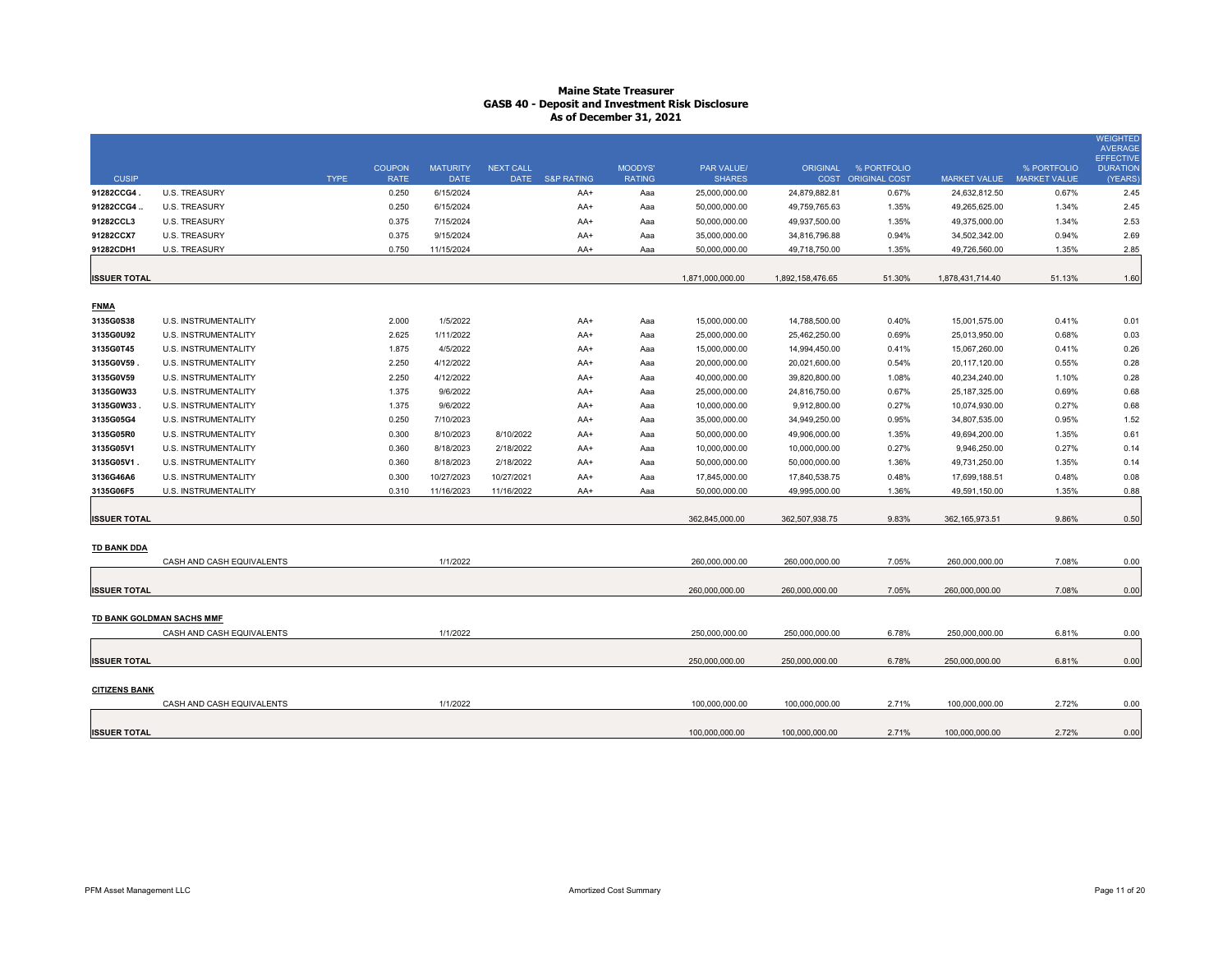# Maine State Treasurer
## GASB 40 - Deposit and Investment Risk Disclosure
### As of December 31, 2021

| CUSIP | | TYPE | COUPON RATE | MATURITY DATE | NEXT CALL DATE | S&P RATING | MOODYS' RATING | PAR VALUE/ SHARES | ORIGINAL COST | % PORTFOLIO ORIGINAL COST | MARKET VALUE | % PORTFOLIO MARKET VALUE | WEIGHTED AVERAGE EFFECTIVE DURATION (YEARS) |
|---|---|---|---|---|---|---|---|---|---|---|---|---|---|
| 91282CCG4 . | U.S. TREASURY | | 0.250 | 6/15/2024 | | AA+ | Aaa | 25,000,000.00 | 24,879,882.81 | 0.67% | 24,632,812.50 | 0.67% | 2.45 |
| 91282CCG4 .. | U.S. TREASURY | | 0.250 | 6/15/2024 | | AA+ | Aaa | 50,000,000.00 | 49,759,765.63 | 1.35% | 49,265,625.00 | 1.34% | 2.45 |
| 91282CCL3 | U.S. TREASURY | | 0.375 | 7/15/2024 | | AA+ | Aaa | 50,000,000.00 | 49,937,500.00 | 1.35% | 49,375,000.00 | 1.34% | 2.53 |
| 91282CCX7 | U.S. TREASURY | | 0.375 | 9/15/2024 | | AA+ | Aaa | 35,000,000.00 | 34,816,796.88 | 0.94% | 34,502,342.00 | 0.94% | 2.69 |
| 91282CDH1 | U.S. TREASURY | | 0.750 | 11/15/2024 | | AA+ | Aaa | 50,000,000.00 | 49,718,750.00 | 1.35% | 49,726,560.00 | 1.35% | 2.85 |
| **ISSUER TOTAL** | | | | | | | | 1,871,000,000.00 | 1,892,158,476.65 | 51.30% | 1,878,431,714.40 | 51.13% | 1.60 |
| **FNMA** | | | | | | | | | | | | | |
| 3135G0S38 | U.S. INSTRUMENTALITY | | 2.000 | 1/5/2022 | | AA+ | Aaa | 15,000,000.00 | 14,788,500.00 | 0.40% | 15,001,575.00 | 0.41% | 0.01 |
| 3135G0U92 | U.S. INSTRUMENTALITY | | 2.625 | 1/11/2022 | | AA+ | Aaa | 25,000,000.00 | 25,462,250.00 | 0.69% | 25,013,950.00 | 0.68% | 0.03 |
| 3135G0T45 | U.S. INSTRUMENTALITY | | 1.875 | 4/5/2022 | | AA+ | Aaa | 15,000,000.00 | 14,994,450.00 | 0.41% | 15,067,260.00 | 0.41% | 0.26 |
| 3135G0V59 . | U.S. INSTRUMENTALITY | | 2.250 | 4/12/2022 | | AA+ | Aaa | 20,000,000.00 | 20,021,600.00 | 0.54% | 20,117,120.00 | 0.55% | 0.28 |
| 3135G0V59 | U.S. INSTRUMENTALITY | | 2.250 | 4/12/2022 | | AA+ | Aaa | 40,000,000.00 | 39,820,800.00 | 1.08% | 40,234,240.00 | 1.10% | 0.28 |
| 3135G0W33 | U.S. INSTRUMENTALITY | | 1.375 | 9/6/2022 | | AA+ | Aaa | 25,000,000.00 | 24,816,750.00 | 0.67% | 25,187,325.00 | 0.69% | 0.68 |
| 3135G0W33 . | U.S. INSTRUMENTALITY | | 1.375 | 9/6/2022 | | AA+ | Aaa | 10,000,000.00 | 9,912,800.00 | 0.27% | 10,074,930.00 | 0.27% | 0.68 |
| 3135G05G4 | U.S. INSTRUMENTALITY | | 0.250 | 7/10/2023 | | AA+ | Aaa | 35,000,000.00 | 34,949,250.00 | 0.95% | 34,807,535.00 | 0.95% | 1.52 |
| 3135G05R0 | U.S. INSTRUMENTALITY | | 0.300 | 8/10/2023 | 8/10/2022 | AA+ | Aaa | 50,000,000.00 | 49,906,000.00 | 1.35% | 49,694,200.00 | 1.35% | 0.61 |
| 3135G05V1 | U.S. INSTRUMENTALITY | | 0.360 | 8/18/2023 | 2/18/2022 | AA+ | Aaa | 10,000,000.00 | 10,000,000.00 | 0.27% | 9,946,250.00 | 0.27% | 0.14 |
| 3135G05V1 . | U.S. INSTRUMENTALITY | | 0.360 | 8/18/2023 | 2/18/2022 | AA+ | Aaa | 50,000,000.00 | 50,000,000.00 | 1.36% | 49,731,250.00 | 1.35% | 0.14 |
| 3136G46A6 | U.S. INSTRUMENTALITY | | 0.300 | 10/27/2023 | 10/27/2021 | AA+ | Aaa | 17,845,000.00 | 17,840,538.75 | 0.48% | 17,699,188.51 | 0.48% | 0.08 |
| 3135G06F5 | U.S. INSTRUMENTALITY | | 0.310 | 11/16/2023 | 11/16/2022 | AA+ | Aaa | 50,000,000.00 | 49,995,000.00 | 1.36% | 49,591,150.00 | 1.35% | 0.88 |
| **ISSUER TOTAL** | | | | | | | | 362,845,000.00 | 362,507,938.75 | 9.83% | 362,165,973.51 | 9.86% | 0.50 |
| **TD BANK DDA** | | | | | | | | | | | | | |
| | CASH AND CASH EQUIVALENTS | | | 1/1/2022 | | | | 260,000,000.00 | 260,000,000.00 | 7.05% | 260,000,000.00 | 7.08% | 0.00 |
| **ISSUER TOTAL** | | | | | | | | 260,000,000.00 | 260,000,000.00 | 7.05% | 260,000,000.00 | 7.08% | 0.00 |
| **TD BANK GOLDMAN SACHS MMF** | | | | | | | | | | | | | |
| | CASH AND CASH EQUIVALENTS | | | 1/1/2022 | | | | 250,000,000.00 | 250,000,000.00 | 6.78% | 250,000,000.00 | 6.81% | 0.00 |
| **ISSUER TOTAL** | | | | | | | | 250,000,000.00 | 250,000,000.00 | 6.78% | 250,000,000.00 | 6.81% | 0.00 |
| **CITIZENS BANK** | | | | | | | | | | | | | |
| | CASH AND CASH EQUIVALENTS | | | 1/1/2022 | | | | 100,000,000.00 | 100,000,000.00 | 2.71% | 100,000,000.00 | 2.72% | 0.00 |
| **ISSUER TOTAL** | | | | | | | | 100,000,000.00 | 100,000,000.00 | 2.71% | 100,000,000.00 | 2.72% | 0.00 |

PFM Asset Management LLC — Amortized Cost Summary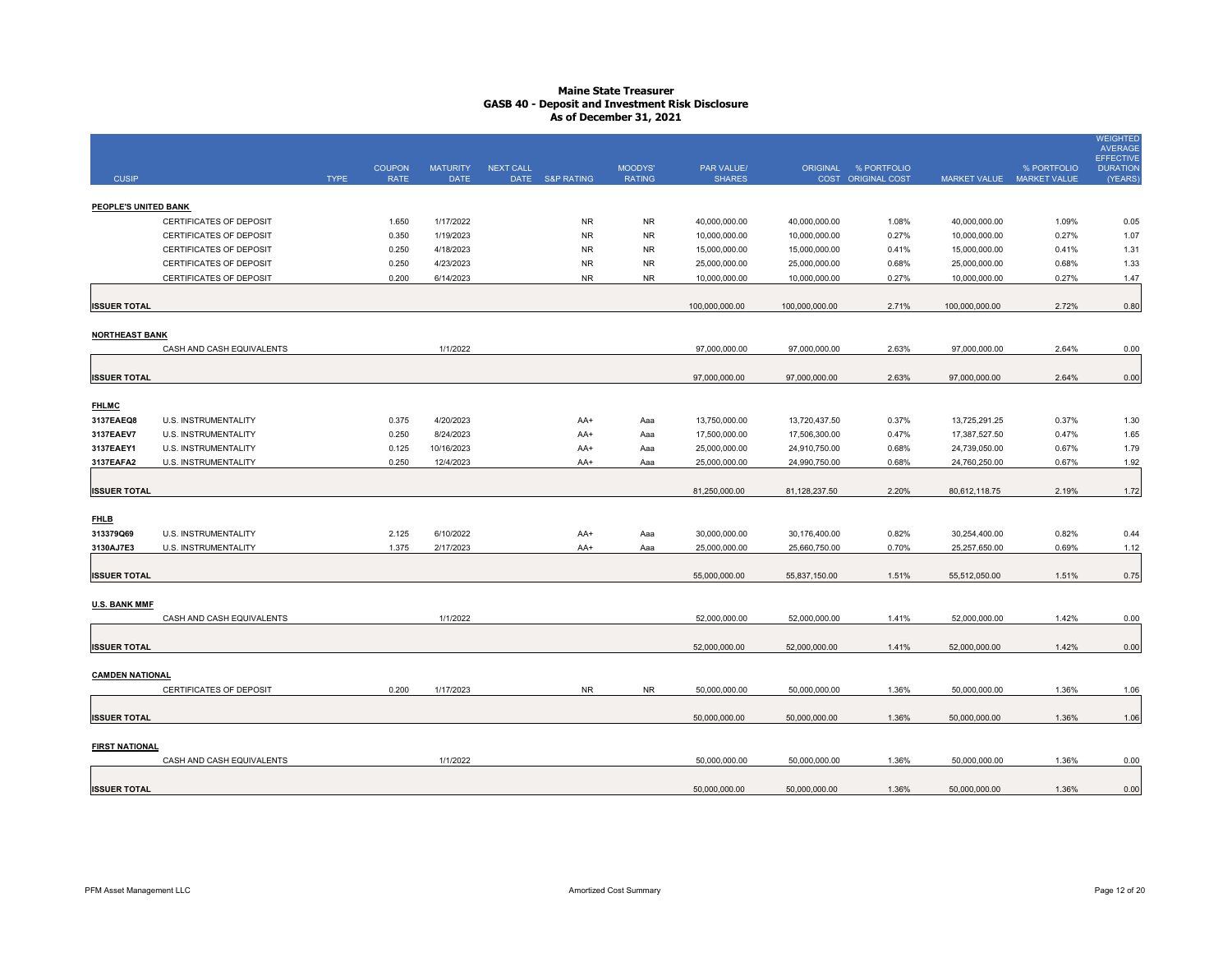# Maine State Treasurer
## GASB 40 - Deposit and Investment Risk Disclosure
### As of December 31, 2021

| CUSIP | | TYPE | COUPON RATE | MATURITY DATE | NEXT CALL DATE | S&P RATING | MOODYS' RATING | PAR VALUE/ SHARES | ORIGINAL COST | % PORTFOLIO ORIGINAL COST | MARKET VALUE | % PORTFOLIO MARKET VALUE | WEIGHTED AVERAGE EFFECTIVE DURATION (YEARS) |
|---|---|---|---|---|---|---|---|---|---|---|---|---|---|
| **PEOPLE'S UNITED BANK** | | | | | | | | | | | | | |
| | CERTIFICATES OF DEPOSIT | | 1.650 | 1/17/2022 | | NR | NR | 40,000,000.00 | 40,000,000.00 | 1.08% | 40,000,000.00 | 1.09% | 0.05 |
| | CERTIFICATES OF DEPOSIT | | 0.350 | 1/19/2023 | | NR | NR | 10,000,000.00 | 10,000,000.00 | 0.27% | 10,000,000.00 | 0.27% | 1.07 |
| | CERTIFICATES OF DEPOSIT | | 0.250 | 4/18/2023 | | NR | NR | 15,000,000.00 | 15,000,000.00 | 0.41% | 15,000,000.00 | 0.41% | 1.31 |
| | CERTIFICATES OF DEPOSIT | | 0.250 | 4/23/2023 | | NR | NR | 25,000,000.00 | 25,000,000.00 | 0.68% | 25,000,000.00 | 0.68% | 1.33 |
| | CERTIFICATES OF DEPOSIT | | 0.200 | 6/14/2023 | | NR | NR | 10,000,000.00 | 10,000,000.00 | 0.27% | 10,000,000.00 | 0.27% | 1.47 |
| **ISSUER TOTAL** | | | | | | | | 100,000,000.00 | 100,000,000.00 | 2.71% | 100,000,000.00 | 2.72% | 0.80 |
| **NORTHEAST BANK** | | | | | | | | | | | | | |
| | CASH AND CASH EQUIVALENTS | | | 1/1/2022 | | | | 97,000,000.00 | 97,000,000.00 | 2.63% | 97,000,000.00 | 2.64% | 0.00 |
| **ISSUER TOTAL** | | | | | | | | 97,000,000.00 | 97,000,000.00 | 2.63% | 97,000,000.00 | 2.64% | 0.00 |
| **FHLMC** | | | | | | | | | | | | | |
| 3137EAEQ8 | U.S. INSTRUMENTALITY | | 0.375 | 4/20/2023 | | AA+ | Aaa | 13,750,000.00 | 13,720,437.50 | 0.37% | 13,725,291.25 | 0.37% | 1.30 |
| 3137EAEV7 | U.S. INSTRUMENTALITY | | 0.250 | 8/24/2023 | | AA+ | Aaa | 17,500,000.00 | 17,506,300.00 | 0.47% | 17,387,527.50 | 0.47% | 1.65 |
| 3137EAEY1 | U.S. INSTRUMENTALITY | | 0.125 | 10/16/2023 | | AA+ | Aaa | 25,000,000.00 | 24,910,750.00 | 0.68% | 24,739,050.00 | 0.67% | 1.79 |
| 3137EAFA2 | U.S. INSTRUMENTALITY | | 0.250 | 12/4/2023 | | AA+ | Aaa | 25,000,000.00 | 24,990,750.00 | 0.68% | 24,760,250.00 | 0.67% | 1.92 |
| **ISSUER TOTAL** | | | | | | | | 81,250,000.00 | 81,128,237.50 | 2.20% | 80,612,118.75 | 2.19% | 1.72 |
| **FHLB** | | | | | | | | | | | | | |
| 313379Q69 | U.S. INSTRUMENTALITY | | 2.125 | 6/10/2022 | | AA+ | Aaa | 30,000,000.00 | 30,176,400.00 | 0.82% | 30,254,400.00 | 0.82% | 0.44 |
| 3130AJ7E3 | U.S. INSTRUMENTALITY | | 1.375 | 2/17/2023 | | AA+ | Aaa | 25,000,000.00 | 25,660,750.00 | 0.70% | 25,257,650.00 | 0.69% | 1.12 |
| **ISSUER TOTAL** | | | | | | | | 55,000,000.00 | 55,837,150.00 | 1.51% | 55,512,050.00 | 1.51% | 0.75 |
| **U.S. BANK MMF** | | | | | | | | | | | | | |
| | CASH AND CASH EQUIVALENTS | | | 1/1/2022 | | | | 52,000,000.00 | 52,000,000.00 | 1.41% | 52,000,000.00 | 1.42% | 0.00 |
| **ISSUER TOTAL** | | | | | | | | 52,000,000.00 | 52,000,000.00 | 1.41% | 52,000,000.00 | 1.42% | 0.00 |
| **CAMDEN NATIONAL** | | | | | | | | | | | | | |
| | CERTIFICATES OF DEPOSIT | | 0.200 | 1/17/2023 | | NR | NR | 50,000,000.00 | 50,000,000.00 | 1.36% | 50,000,000.00 | 1.36% | 1.06 |
| **ISSUER TOTAL** | | | | | | | | 50,000,000.00 | 50,000,000.00 | 1.36% | 50,000,000.00 | 1.36% | 1.06 |
| **FIRST NATIONAL** | | | | | | | | | | | | | |
| | CASH AND CASH EQUIVALENTS | | | 1/1/2022 | | | | 50,000,000.00 | 50,000,000.00 | 1.36% | 50,000,000.00 | 1.36% | 0.00 |
| **ISSUER TOTAL** | | | | | | | | 50,000,000.00 | 50,000,000.00 | 1.36% | 50,000,000.00 | 1.36% | 0.00 |

PFM Asset Management LLC — Amortized Cost Summary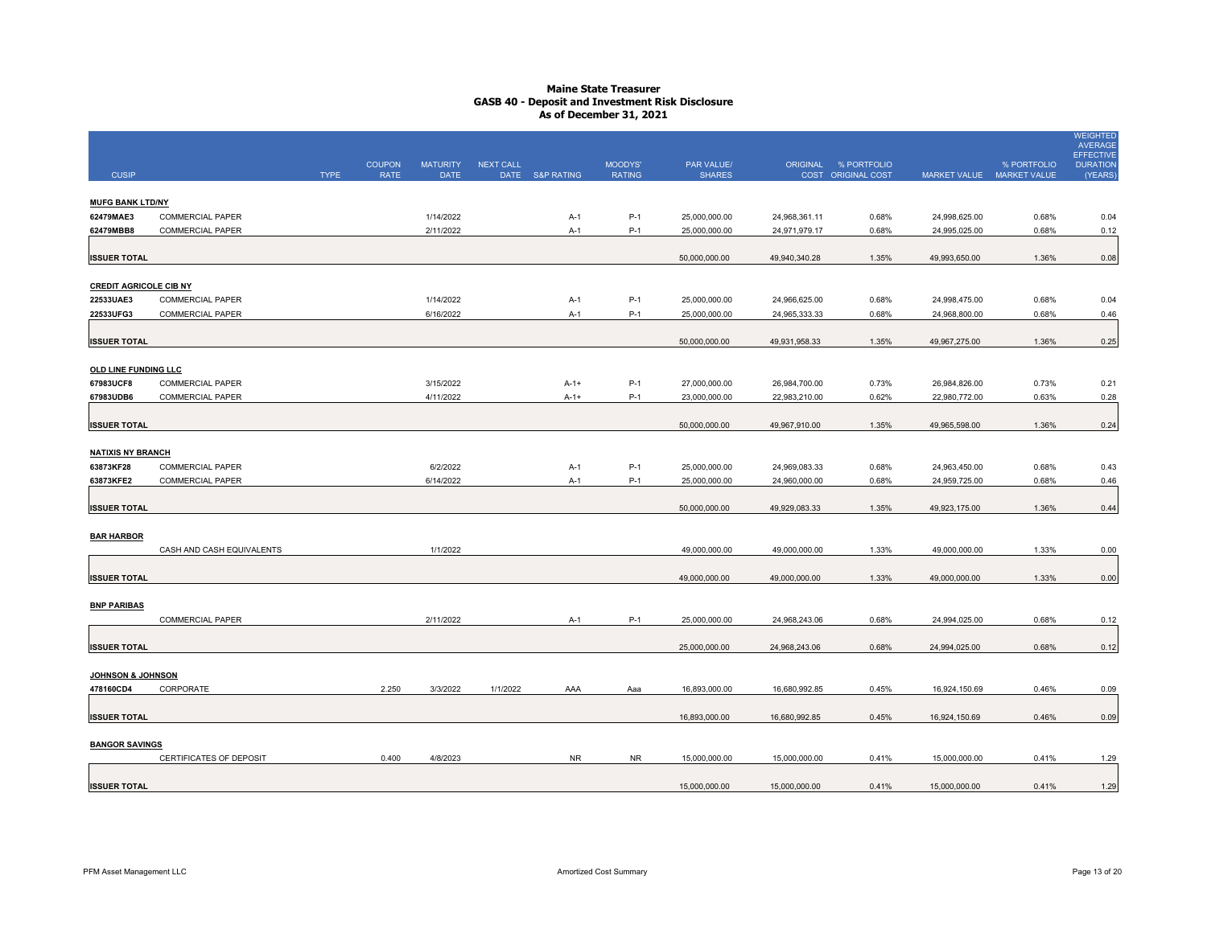# Maine State Treasurer
## GASB 40 - Deposit and Investment Risk Disclosure
### As of December 31, 2021

| CUSIP | TYPE | COUPON RATE | MATURITY DATE | NEXT CALL DATE | S&P RATING | MOODYS' RATING | PAR VALUE/ SHARES | ORIGINAL COST | % PORTFOLIO ORIGINAL COST | MARKET VALUE | % PORTFOLIO MARKET VALUE | WEIGHTED AVERAGE EFFECTIVE DURATION (YEARS) |
|---|---|---|---|---|---|---|---|---|---|---|---|---|
| **MUFG BANK LTD/NY** | | | | | | | | | | | | |
| 62479MAE3 | COMMERCIAL PAPER | | 1/14/2022 | | A-1 | P-1 | 25,000,000.00 | 24,968,361.11 | 0.68% | 24,998,625.00 | 0.68% | 0.04 |
| 62479MBB8 | COMMERCIAL PAPER | | 2/11/2022 | | A-1 | P-1 | 25,000,000.00 | 24,971,979.17 | 0.68% | 24,995,025.00 | 0.68% | 0.12 |
| **ISSUER TOTAL** | | | | | | | 50,000,000.00 | 49,940,340.28 | 1.35% | 49,993,650.00 | 1.36% | 0.08 |
| **CREDIT AGRICOLE CIB NY** | | | | | | | | | | | | |
| 22533UAE3 | COMMERCIAL PAPER | | 1/14/2022 | | A-1 | P-1 | 25,000,000.00 | 24,966,625.00 | 0.68% | 24,998,475.00 | 0.68% | 0.04 |
| 22533UFG3 | COMMERCIAL PAPER | | 6/16/2022 | | A-1 | P-1 | 25,000,000.00 | 24,965,333.33 | 0.68% | 24,968,800.00 | 0.68% | 0.46 |
| **ISSUER TOTAL** | | | | | | | 50,000,000.00 | 49,931,958.33 | 1.35% | 49,967,275.00 | 1.36% | 0.25 |
| **OLD LINE FUNDING LLC** | | | | | | | | | | | | |
| 67983UCF8 | COMMERCIAL PAPER | | 3/15/2022 | | A-1+ | P-1 | 27,000,000.00 | 26,984,700.00 | 0.73% | 26,984,826.00 | 0.73% | 0.21 |
| 67983UDB6 | COMMERCIAL PAPER | | 4/11/2022 | | A-1+ | P-1 | 23,000,000.00 | 22,983,210.00 | 0.62% | 22,980,772.00 | 0.63% | 0.28 |
| **ISSUER TOTAL** | | | | | | | 50,000,000.00 | 49,967,910.00 | 1.35% | 49,965,598.00 | 1.36% | 0.24 |
| **NATIXIS NY BRANCH** | | | | | | | | | | | | |
| 63873KF28 | COMMERCIAL PAPER | | 6/2/2022 | | A-1 | P-1 | 25,000,000.00 | 24,969,083.33 | 0.68% | 24,963,450.00 | 0.68% | 0.43 |
| 63873KFE2 | COMMERCIAL PAPER | | 6/14/2022 | | A-1 | P-1 | 25,000,000.00 | 24,960,000.00 | 0.68% | 24,959,725.00 | 0.68% | 0.46 |
| **ISSUER TOTAL** | | | | | | | 50,000,000.00 | 49,929,083.33 | 1.35% | 49,923,175.00 | 1.36% | 0.44 |
| **BAR HARBOR** | | | | | | | | | | | | |
| | CASH AND CASH EQUIVALENTS | | 1/1/2022 | | | | 49,000,000.00 | 49,000,000.00 | 1.33% | 49,000,000.00 | 1.33% | 0.00 |
| **ISSUER TOTAL** | | | | | | | 49,000,000.00 | 49,000,000.00 | 1.33% | 49,000,000.00 | 1.33% | 0.00 |
| **BNP PARIBAS** | | | | | | | | | | | | |
| | COMMERCIAL PAPER | | 2/11/2022 | | A-1 | P-1 | 25,000,000.00 | 24,968,243.06 | 0.68% | 24,994,025.00 | 0.68% | 0.12 |
| **ISSUER TOTAL** | | | | | | | 25,000,000.00 | 24,968,243.06 | 0.68% | 24,994,025.00 | 0.68% | 0.12 |
| **JOHNSON & JOHNSON** | | | | | | | | | | | | |
| 478160CD4 | CORPORATE | 2.250 | 3/3/2022 | 1/1/2022 | AAA | Aaa | 16,893,000.00 | 16,680,992.85 | 0.45% | 16,924,150.69 | 0.46% | 0.09 |
| **ISSUER TOTAL** | | | | | | | 16,893,000.00 | 16,680,992.85 | 0.45% | 16,924,150.69 | 0.46% | 0.09 |
| **BANGOR SAVINGS** | | | | | | | | | | | | |
| | CERTIFICATES OF DEPOSIT | 0.400 | 4/8/2023 | | NR | NR | 15,000,000.00 | 15,000,000.00 | 0.41% | 15,000,000.00 | 0.41% | 1.29 |
| **ISSUER TOTAL** | | | | | | | 15,000,000.00 | 15,000,000.00 | 0.41% | 15,000,000.00 | 0.41% | 1.29 |

PFM Asset Management LLC — Amortized Cost Summary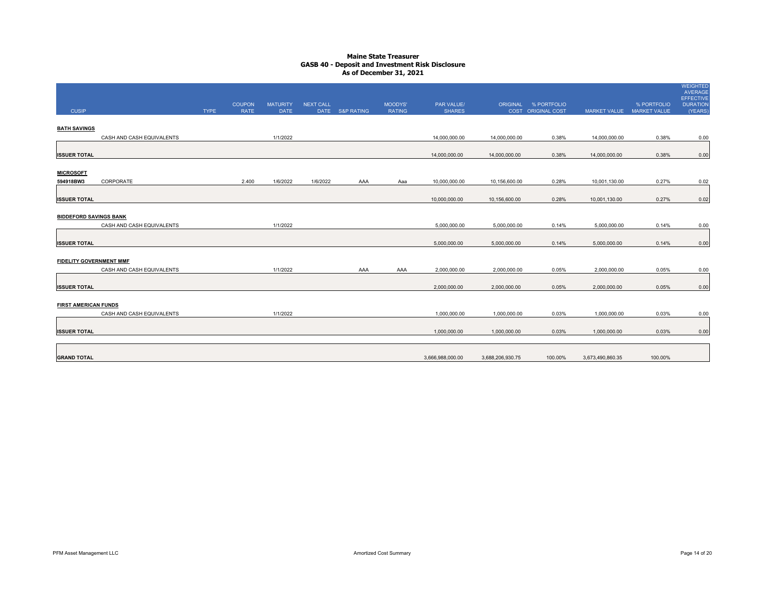# Maine State Treasurer
## GASB 40 - Deposit and Investment Risk Disclosure
### As of December 31, 2021

| CUSIP | | TYPE | COUPON RATE | MATURITY DATE | NEXT CALL DATE | S&P RATING | MOODYS' RATING | PAR VALUE/ SHARES | ORIGINAL COST | % PORTFOLIO ORIGINAL COST | MARKET VALUE | % PORTFOLIO MARKET VALUE | WEIGHTED AVERAGE EFFECTIVE DURATION (YEARS) |
|---|---|---|---|---|---|---|---|---|---|---|---|---|---|
| **BATH SAVINGS** | | | | | | | | | | | | | |
| | CASH AND CASH EQUIVALENTS | | | 1/1/2022 | | | | 14,000,000.00 | 14,000,000.00 | 0.38% | 14,000,000.00 | 0.38% | 0.00 |
| **ISSUER TOTAL** | | | | | | | | 14,000,000.00 | 14,000,000.00 | 0.38% | 14,000,000.00 | 0.38% | 0.00 |
| **MICROSOFT** | | | | | | | | | | | | | |
| 594918BW3 | CORPORATE | | 2.400 | 1/6/2022 | 1/6/2022 | AAA | Aaa | 10,000,000.00 | 10,156,600.00 | 0.28% | 10,001,130.00 | 0.27% | 0.02 |
| **ISSUER TOTAL** | | | | | | | | 10,000,000.00 | 10,156,600.00 | 0.28% | 10,001,130.00 | 0.27% | 0.02 |
| **BIDDEFORD SAVINGS BANK** | | | | | | | | | | | | | |
| | CASH AND CASH EQUIVALENTS | | | 1/1/2022 | | | | 5,000,000.00 | 5,000,000.00 | 0.14% | 5,000,000.00 | 0.14% | 0.00 |
| **ISSUER TOTAL** | | | | | | | | 5,000,000.00 | 5,000,000.00 | 0.14% | 5,000,000.00 | 0.14% | 0.00 |
| **FIDELITY GOVERNMENT MMF** | | | | | | | | | | | | | |
| | CASH AND CASH EQUIVALENTS | | | 1/1/2022 | | AAA | AAA | 2,000,000.00 | 2,000,000.00 | 0.05% | 2,000,000.00 | 0.05% | 0.00 |
| **ISSUER TOTAL** | | | | | | | | 2,000,000.00 | 2,000,000.00 | 0.05% | 2,000,000.00 | 0.05% | 0.00 |
| **FIRST AMERICAN FUNDS** | | | | | | | | | | | | | |
| | CASH AND CASH EQUIVALENTS | | | 1/1/2022 | | | | 1,000,000.00 | 1,000,000.00 | 0.03% | 1,000,000.00 | 0.03% | 0.00 |
| **ISSUER TOTAL** | | | | | | | | 1,000,000.00 | 1,000,000.00 | 0.03% | 1,000,000.00 | 0.03% | 0.00 |
| **GRAND TOTAL** | | | | | | | | 3,666,988,000.00 | 3,688,206,930.75 | 100.00% | 3,673,490,860.35 | 100.00% | |

PFM Asset Management LLC

Amortized Cost Summary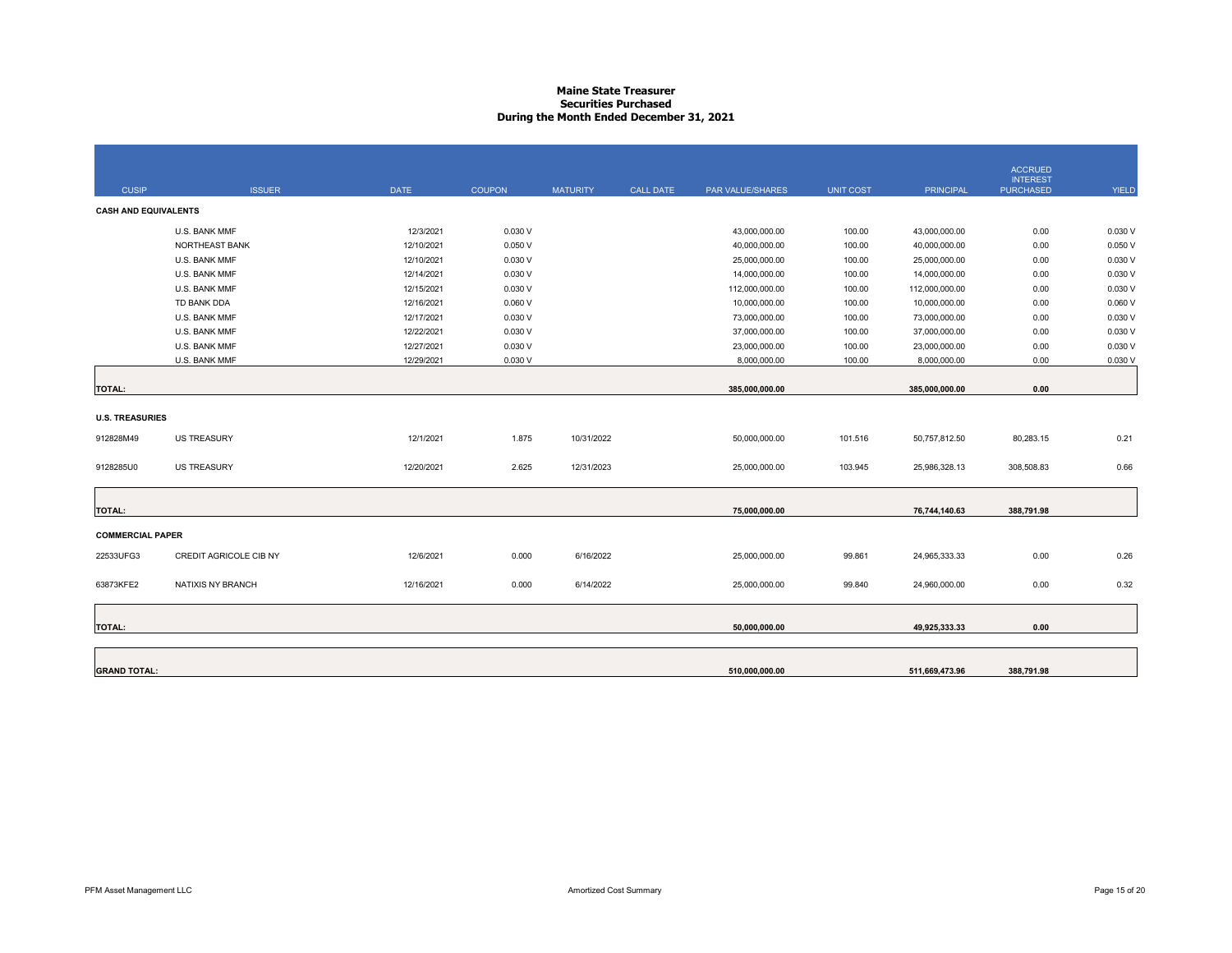# Maine State Treasurer
## Securities Purchased
## During the Month Ended December 31, 2021

| CUSIP | ISSUER | DATE | COUPON | MATURITY | CALL DATE | PAR VALUE/SHARES | UNIT COST | PRINCIPAL | ACCRUED INTEREST PURCHASED | YIELD |
|---|---|---|---|---|---|---|---|---|---|---|
| **CASH AND EQUIVALENTS** | | | | | | | | | | |
| | U.S. BANK MMF | 12/3/2021 | 0.030 V | | | 43,000,000.00 | 100.00 | 43,000,000.00 | 0.00 | 0.030 V |
| | NORTHEAST BANK | 12/10/2021 | 0.050 V | | | 40,000,000.00 | 100.00 | 40,000,000.00 | 0.00 | 0.050 V |
| | U.S. BANK MMF | 12/10/2021 | 0.030 V | | | 25,000,000.00 | 100.00 | 25,000,000.00 | 0.00 | 0.030 V |
| | U.S. BANK MMF | 12/14/2021 | 0.030 V | | | 14,000,000.00 | 100.00 | 14,000,000.00 | 0.00 | 0.030 V |
| | U.S. BANK MMF | 12/15/2021 | 0.030 V | | | 112,000,000.00 | 100.00 | 112,000,000.00 | 0.00 | 0.030 V |
| | TD BANK DDA | 12/16/2021 | 0.060 V | | | 10,000,000.00 | 100.00 | 10,000,000.00 | 0.00 | 0.060 V |
| | U.S. BANK MMF | 12/17/2021 | 0.030 V | | | 73,000,000.00 | 100.00 | 73,000,000.00 | 0.00 | 0.030 V |
| | U.S. BANK MMF | 12/22/2021 | 0.030 V | | | 37,000,000.00 | 100.00 | 37,000,000.00 | 0.00 | 0.030 V |
| | U.S. BANK MMF | 12/27/2021 | 0.030 V | | | 23,000,000.00 | 100.00 | 23,000,000.00 | 0.00 | 0.030 V |
| | U.S. BANK MMF | 12/29/2021 | 0.030 V | | | 8,000,000.00 | 100.00 | 8,000,000.00 | 0.00 | 0.030 V |
| **TOTAL:** | | | | | | **385,000,000.00** | | **385,000,000.00** | **0.00** | |
| **U.S. TREASURIES** | | | | | | | | | | |
| 912828M49 | US TREASURY | 12/1/2021 | 1.875 | 10/31/2022 | | 50,000,000.00 | 101.516 | 50,757,812.50 | 80,283.15 | 0.21 |
| 9128285U0 | US TREASURY | 12/20/2021 | 2.625 | 12/31/2023 | | 25,000,000.00 | 103.945 | 25,986,328.13 | 308,508.83 | 0.66 |
| **TOTAL:** | | | | | | **75,000,000.00** | | **76,744,140.63** | **388,791.98** | |
| **COMMERCIAL PAPER** | | | | | | | | | | |
| 22533UFG3 | CREDIT AGRICOLE CIB NY | 12/6/2021 | 0.000 | 6/16/2022 | | 25,000,000.00 | 99.861 | 24,965,333.33 | 0.00 | 0.26 |
| 63873KFE2 | NATIXIS NY BRANCH | 12/16/2021 | 0.000 | 6/14/2022 | | 25,000,000.00 | 99.840 | 24,960,000.00 | 0.00 | 0.32 |
| **TOTAL:** | | | | | | **50,000,000.00** | | **49,925,333.33** | **0.00** | |
| **GRAND TOTAL:** | | | | | | **510,000,000.00** | | **511,669,473.96** | **388,791.98** | |

PFM Asset Management LLC

Amortized Cost Summary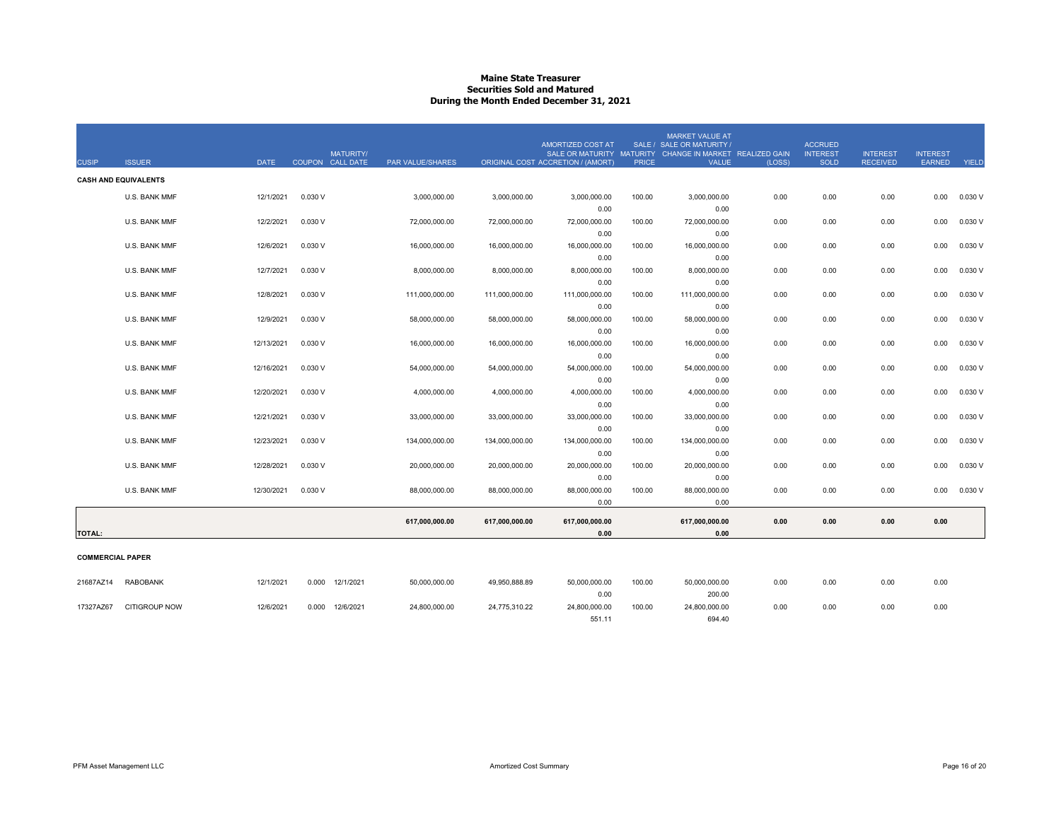# Maine State Treasurer
## Securities Sold and Matured
### During the Month Ended December 31, 2021

| CUSIP | ISSUER | DATE | COUPON | MATURITY/ CALL DATE | PAR VALUE/SHARES | ORIGINAL COST | AMORTIZED COST AT SALE OR MATURITY ACCRETION / (AMORT) | SALE / MATURITY PRICE | MARKET VALUE AT SALE OR MATURITY / CHANGE IN MARKET VALUE | REALIZED GAIN (LOSS) | ACCRUED INTEREST SOLD | INTEREST RECEIVED | INTEREST EARNED | YIELD |
|---|---|---|---|---|---|---|---|---|---|---|---|---|---|---|
| **CASH AND EQUIVALENTS** | | | | | | | | | | | | | | |
| | U.S. BANK MMF | 12/1/2021 | 0.030 V | | 3,000,000.00 | 3,000,000.00 | 3,000,000.00<br>0.00 | 100.00 | 3,000,000.00<br>0.00 | 0.00 | 0.00 | 0.00 | 0.00 | 0.030 V |
| | U.S. BANK MMF | 12/2/2021 | 0.030 V | | 72,000,000.00 | 72,000,000.00 | 72,000,000.00<br>0.00 | 100.00 | 72,000,000.00<br>0.00 | 0.00 | 0.00 | 0.00 | 0.00 | 0.030 V |
| | U.S. BANK MMF | 12/6/2021 | 0.030 V | | 16,000,000.00 | 16,000,000.00 | 16,000,000.00<br>0.00 | 100.00 | 16,000,000.00<br>0.00 | 0.00 | 0.00 | 0.00 | 0.00 | 0.030 V |
| | U.S. BANK MMF | 12/7/2021 | 0.030 V | | 8,000,000.00 | 8,000,000.00 | 8,000,000.00<br>0.00 | 100.00 | 8,000,000.00<br>0.00 | 0.00 | 0.00 | 0.00 | 0.00 | 0.030 V |
| | U.S. BANK MMF | 12/8/2021 | 0.030 V | | 111,000,000.00 | 111,000,000.00 | 111,000,000.00<br>0.00 | 100.00 | 111,000,000.00<br>0.00 | 0.00 | 0.00 | 0.00 | 0.00 | 0.030 V |
| | U.S. BANK MMF | 12/9/2021 | 0.030 V | | 58,000,000.00 | 58,000,000.00 | 58,000,000.00<br>0.00 | 100.00 | 58,000,000.00<br>0.00 | 0.00 | 0.00 | 0.00 | 0.00 | 0.030 V |
| | U.S. BANK MMF | 12/13/2021 | 0.030 V | | 16,000,000.00 | 16,000,000.00 | 16,000,000.00<br>0.00 | 100.00 | 16,000,000.00<br>0.00 | 0.00 | 0.00 | 0.00 | 0.00 | 0.030 V |
| | U.S. BANK MMF | 12/16/2021 | 0.030 V | | 54,000,000.00 | 54,000,000.00 | 54,000,000.00<br>0.00 | 100.00 | 54,000,000.00<br>0.00 | 0.00 | 0.00 | 0.00 | 0.00 | 0.030 V |
| | U.S. BANK MMF | 12/20/2021 | 0.030 V | | 4,000,000.00 | 4,000,000.00 | 4,000,000.00<br>0.00 | 100.00 | 4,000,000.00<br>0.00 | 0.00 | 0.00 | 0.00 | 0.00 | 0.030 V |
| | U.S. BANK MMF | 12/21/2021 | 0.030 V | | 33,000,000.00 | 33,000,000.00 | 33,000,000.00<br>0.00 | 100.00 | 33,000,000.00<br>0.00 | 0.00 | 0.00 | 0.00 | 0.00 | 0.030 V |
| | U.S. BANK MMF | 12/23/2021 | 0.030 V | | 134,000,000.00 | 134,000,000.00 | 134,000,000.00<br>0.00 | 100.00 | 134,000,000.00<br>0.00 | 0.00 | 0.00 | 0.00 | 0.00 | 0.030 V |
| | U.S. BANK MMF | 12/28/2021 | 0.030 V | | 20,000,000.00 | 20,000,000.00 | 20,000,000.00<br>0.00 | 100.00 | 20,000,000.00<br>0.00 | 0.00 | 0.00 | 0.00 | 0.00 | 0.030 V |
| | U.S. BANK MMF | 12/30/2021 | 0.030 V | | 88,000,000.00 | 88,000,000.00 | 88,000,000.00<br>0.00 | 100.00 | 88,000,000.00<br>0.00 | 0.00 | 0.00 | 0.00 | 0.00 | 0.030 V |
| **TOTAL:** | | | | | **617,000,000.00** | **617,000,000.00** | **617,000,000.00**<br>**0.00** | | **617,000,000.00**<br>**0.00** | **0.00** | **0.00** | **0.00** | **0.00** | |
| **COMMERCIAL PAPER** | | | | | | | | | | | | | | |
| 21687AZ14 | RABOBANK | 12/1/2021 | 0.000 | 12/1/2021 | 50,000,000.00 | 49,950,888.89 | 50,000,000.00<br>0.00 | 100.00 | 50,000,000.00<br>200.00 | 0.00 | 0.00 | 0.00 | 0.00 | |
| 17327AZ67 | CITIGROUP NOW | 12/6/2021 | 0.000 | 12/6/2021 | 24,800,000.00 | 24,775,310.22 | 24,800,000.00<br>551.11 | 100.00 | 24,800,000.00<br>694.40 | 0.00 | 0.00 | 0.00 | 0.00 | |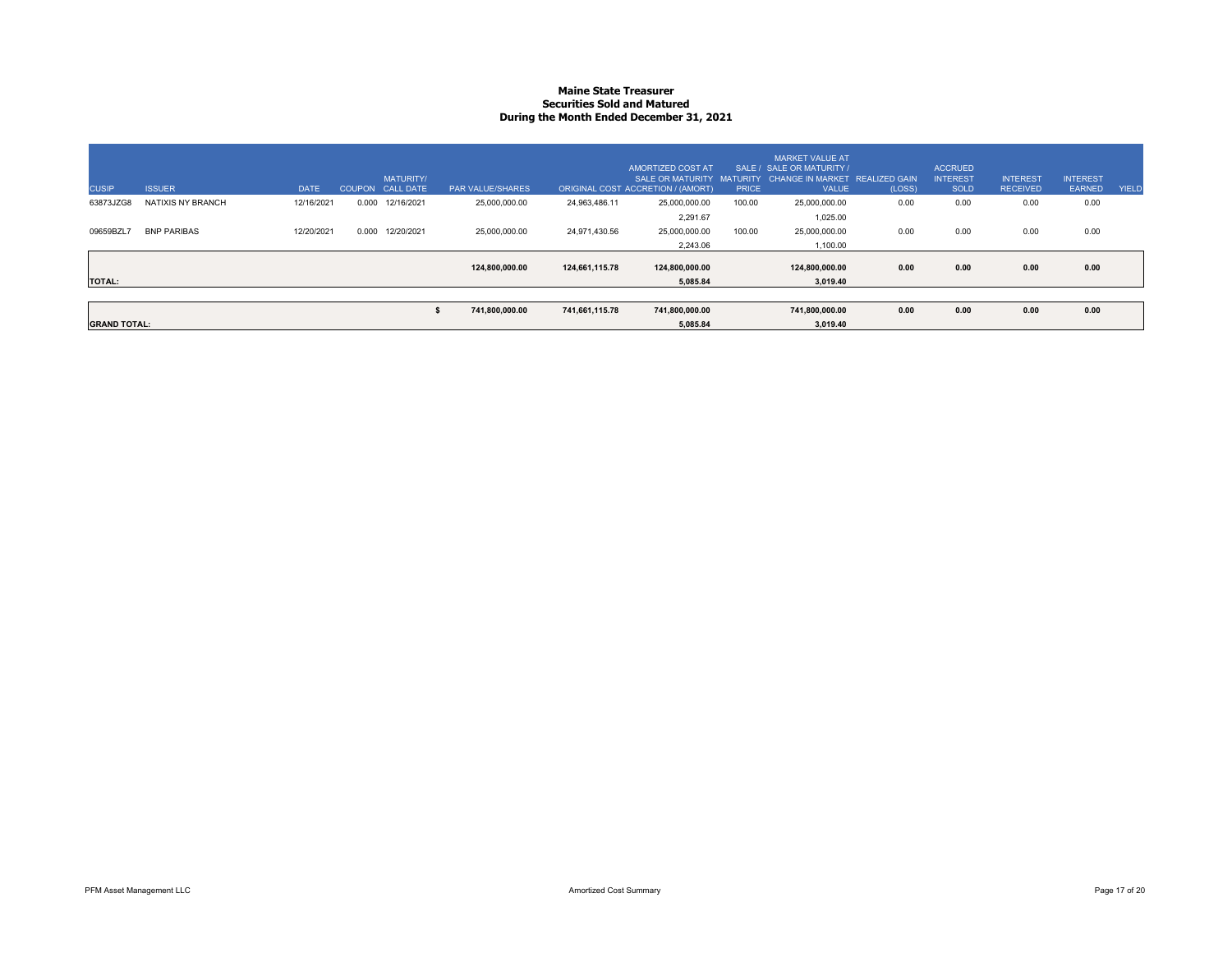# Maine State Treasurer
## Securities Sold and Matured
### During the Month Ended December 31, 2021

| CUSIP | ISSUER | DATE | COUPON | MATURITY/ CALL DATE | | PAR VALUE/SHARES | ORIGINAL COST | AMORTIZED COST AT SALE OR MATURITY ACCRETION / (AMORT) | SALE / MATURITY PRICE | MARKET VALUE AT SALE OR MATURITY / CHANGE IN MARKET VALUE | REALIZED GAIN (LOSS) | ACCRUED INTEREST SOLD | INTEREST RECEIVED | INTEREST EARNED | YIELD |
|---|---|---|---|---|---|---|---|---|---|---|---|---|---|---|---|
| 63873JZG8 | NATIXIS NY BRANCH | 12/16/2021 | 0.000 | 12/16/2021 | | 25,000,000.00 | 24,963,486.11 | 25,000,000.00 | 100.00 | 25,000,000.00 | 0.00 | 0.00 | 0.00 | 0.00 | |
| | | | | | | | | 2,291.67 | | 1,025.00 | | | | | |
| 09659BZL7 | BNP PARIBAS | 12/20/2021 | 0.000 | 12/20/2021 | | 25,000,000.00 | 24,971,430.56 | 25,000,000.00 | 100.00 | 25,000,000.00 | 0.00 | 0.00 | 0.00 | 0.00 | |
| | | | | | | | | 2,243.06 | | 1,100.00 | | | | | |
| | | | | | | **124,800,000.00** | **124,661,115.78** | **124,800,000.00** | | **124,800,000.00** | **0.00** | **0.00** | **0.00** | **0.00** | |
| **TOTAL:** | | | | | | | | **5,085.84** | | **3,019.40** | | | | | |
| | | | | | **$** | **741,800,000.00** | **741,661,115.78** | **741,800,000.00** | | **741,800,000.00** | **0.00** | **0.00** | **0.00** | **0.00** | |
| **GRAND TOTAL:** | | | | | | | | **5,085.84** | | **3,019.40** | | | | | |

PFM Asset Management LLC — Amortized Cost Summary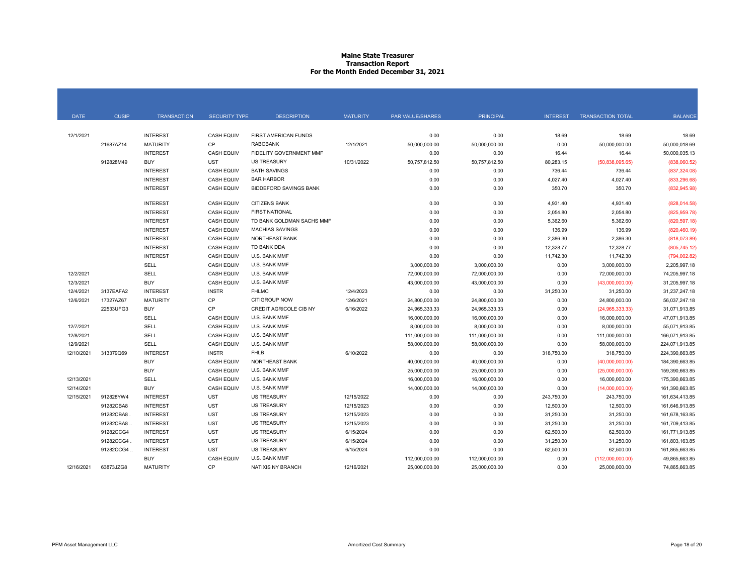# Maine State Treasurer
## Transaction Report
## For the Month Ended December 31, 2021

| DATE | CUSIP | TRANSACTION | SECURITY TYPE | DESCRIPTION | MATURITY | PAR VALUE/SHARES | PRINCIPAL | INTEREST | TRANSACTION TOTAL | BALANCE |
|---|---|---|---|---|---|---|---|---|---|---|
| 12/1/2021 | | INTEREST | CASH EQUIV | FIRST AMERICAN FUNDS | | 0.00 | 0.00 | 18.69 | 18.69 | 18.69 |
| | 21687AZ14 | MATURITY | CP | RABOBANK | 12/1/2021 | 50,000,000.00 | 50,000,000.00 | 0.00 | 50,000,000.00 | 50,000,018.69 |
| | | INTEREST | CASH EQUIV | FIDELITY GOVERNMENT MMF | | 0.00 | 0.00 | 16.44 | 16.44 | 50,000,035.13 |
| | 912828M49 | BUY | UST | US TREASURY | 10/31/2022 | 50,757,812.50 | 50,757,812.50 | 80,283.15 | (50,838,095.65) | (838,060.52) |
| | | INTEREST | CASH EQUIV | BATH SAVINGS | | 0.00 | 0.00 | 736.44 | 736.44 | (837,324.08) |
| | | INTEREST | CASH EQUIV | BAR HARBOR | | 0.00 | 0.00 | 4,027.40 | 4,027.40 | (833,296.68) |
| | | INTEREST | CASH EQUIV | BIDDEFORD SAVINGS BANK | | 0.00 | 0.00 | 350.70 | 350.70 | (832,945.98) |
| | | INTEREST | CASH EQUIV | CITIZENS BANK | | 0.00 | 0.00 | 4,931.40 | 4,931.40 | (828,014.58) |
| | | INTEREST | CASH EQUIV | FIRST NATIONAL | | 0.00 | 0.00 | 2,054.80 | 2,054.80 | (825,959.78) |
| | | INTEREST | CASH EQUIV | TD BANK GOLDMAN SACHS MMF | | 0.00 | 0.00 | 5,362.60 | 5,362.60 | (820,597.18) |
| | | INTEREST | CASH EQUIV | MACHIAS SAVINGS | | 0.00 | 0.00 | 136.99 | 136.99 | (820,460.19) |
| | | INTEREST | CASH EQUIV | NORTHEAST BANK | | 0.00 | 0.00 | 2,386.30 | 2,386.30 | (818,073.89) |
| | | INTEREST | CASH EQUIV | TD BANK DDA | | 0.00 | 0.00 | 12,328.77 | 12,328.77 | (805,745.12) |
| | | INTEREST | CASH EQUIV | U.S. BANK MMF | | 0.00 | 0.00 | 11,742.30 | 11,742.30 | (794,002.82) |
| | | SELL | CASH EQUIV | U.S. BANK MMF | | 3,000,000.00 | 3,000,000.00 | 0.00 | 3,000,000.00 | 2,205,997.18 |
| 12/2/2021 | | SELL | CASH EQUIV | U.S. BANK MMF | | 72,000,000.00 | 72,000,000.00 | 0.00 | 72,000,000.00 | 74,205,997.18 |
| 12/3/2021 | | BUY | CASH EQUIV | U.S. BANK MMF | | 43,000,000.00 | 43,000,000.00 | 0.00 | (43,000,000.00) | 31,205,997.18 |
| 12/4/2021 | 3137EAFA2 | INTEREST | INSTR | FHLMC | 12/4/2023 | 0.00 | 0.00 | 31,250.00 | 31,250.00 | 31,237,247.18 |
| 12/6/2021 | 17327AZ67 | MATURITY | CP | CITIGROUP NOW | 12/6/2021 | 24,800,000.00 | 24,800,000.00 | 0.00 | 24,800,000.00 | 56,037,247.18 |
| | 22533UFG3 | BUY | CP | CREDIT AGRICOLE CIB NY | 6/16/2022 | 24,965,333.33 | 24,965,333.33 | 0.00 | (24,965,333.33) | 31,071,913.85 |
| | | SELL | CASH EQUIV | U.S. BANK MMF | | 16,000,000.00 | 16,000,000.00 | 0.00 | 16,000,000.00 | 47,071,913.85 |
| 12/7/2021 | | SELL | CASH EQUIV | U.S. BANK MMF | | 8,000,000.00 | 8,000,000.00 | 0.00 | 8,000,000.00 | 55,071,913.85 |
| 12/8/2021 | | SELL | CASH EQUIV | U.S. BANK MMF | | 111,000,000.00 | 111,000,000.00 | 0.00 | 111,000,000.00 | 166,071,913.85 |
| 12/9/2021 | | SELL | CASH EQUIV | U.S. BANK MMF | | 58,000,000.00 | 58,000,000.00 | 0.00 | 58,000,000.00 | 224,071,913.85 |
| 12/10/2021 | 313379Q69 | INTEREST | INSTR | FHLB | 6/10/2022 | 0.00 | 0.00 | 318,750.00 | 318,750.00 | 224,390,663.85 |
| | | BUY | CASH EQUIV | NORTHEAST BANK | | 40,000,000.00 | 40,000,000.00 | 0.00 | (40,000,000.00) | 184,390,663.85 |
| | | BUY | CASH EQUIV | U.S. BANK MMF | | 25,000,000.00 | 25,000,000.00 | 0.00 | (25,000,000.00) | 159,390,663.85 |
| 12/13/2021 | | SELL | CASH EQUIV | U.S. BANK MMF | | 16,000,000.00 | 16,000,000.00 | 0.00 | 16,000,000.00 | 175,390,663.85 |
| 12/14/2021 | | BUY | CASH EQUIV | U.S. BANK MMF | | 14,000,000.00 | 14,000,000.00 | 0.00 | (14,000,000.00) | 161,390,663.85 |
| 12/15/2021 | 912828YW4 | INTEREST | UST | US TREASURY | 12/15/2022 | 0.00 | 0.00 | 243,750.00 | 243,750.00 | 161,634,413.85 |
| | 91282CBA8 | INTEREST | UST | US TREASURY | 12/15/2023 | 0.00 | 0.00 | 12,500.00 | 12,500.00 | 161,646,913.85 |
| | 91282CBA8 . | INTEREST | UST | US TREASURY | 12/15/2023 | 0.00 | 0.00 | 31,250.00 | 31,250.00 | 161,678,163.85 |
| | 91282CBA8 .. | INTEREST | UST | US TREASURY | 12/15/2023 | 0.00 | 0.00 | 31,250.00 | 31,250.00 | 161,709,413.85 |
| | 91282CCG4 | INTEREST | UST | US TREASURY | 6/15/2024 | 0.00 | 0.00 | 62,500.00 | 62,500.00 | 161,771,913.85 |
| | 91282CCG4 . | INTEREST | UST | US TREASURY | 6/15/2024 | 0.00 | 0.00 | 31,250.00 | 31,250.00 | 161,803,163.85 |
| | 91282CCG4 .. | INTEREST | UST | US TREASURY | 6/15/2024 | 0.00 | 0.00 | 62,500.00 | 62,500.00 | 161,865,663.85 |
| | | BUY | CASH EQUIV | U.S. BANK MMF | | 112,000,000.00 | 112,000,000.00 | 0.00 | (112,000,000.00) | 49,865,663.85 |
| 12/16/2021 | 63873JZG8 | MATURITY | CP | NATIXIS NY BRANCH | 12/16/2021 | 25,000,000.00 | 25,000,000.00 | 0.00 | 25,000,000.00 | 74,865,663.85 |

PFM Asset Management LLC — Amortized Cost Summary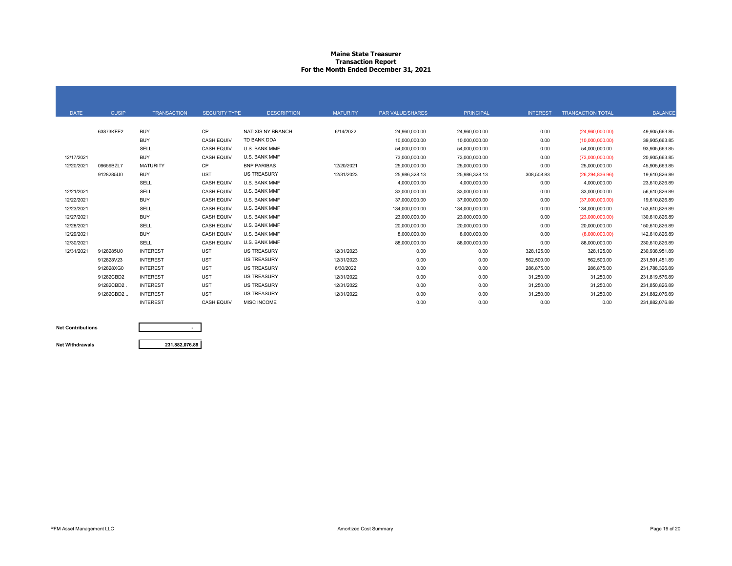# Maine State Treasurer
## Transaction Report
### For the Month Ended December 31, 2021

| DATE | CUSIP | TRANSACTION | SECURITY TYPE | DESCRIPTION | MATURITY | PAR VALUE/SHARES | PRINCIPAL | INTEREST | TRANSACTION TOTAL | BALANCE |
|---|---|---|---|---|---|---|---|---|---|---|
| | 63873KFE2 | BUY | CP | NATIXIS NY BRANCH | 6/14/2022 | 24,960,000.00 | 24,960,000.00 | 0.00 | (24,960,000.00) | 49,905,663.85 |
| | | BUY | CASH EQUIV | TD BANK DDA | | 10,000,000.00 | 10,000,000.00 | 0.00 | (10,000,000.00) | 39,905,663.85 |
| | | SELL | CASH EQUIV | U.S. BANK MMF | | 54,000,000.00 | 54,000,000.00 | 0.00 | 54,000,000.00 | 93,905,663.85 |
| 12/17/2021 | | BUY | CASH EQUIV | U.S. BANK MMF | | 73,000,000.00 | 73,000,000.00 | 0.00 | (73,000,000.00) | 20,905,663.85 |
| 12/20/2021 | 09659BZL7 | MATURITY | CP | BNP PARIBAS | 12/20/2021 | 25,000,000.00 | 25,000,000.00 | 0.00 | 25,000,000.00 | 45,905,663.85 |
| | 9128285U0 | BUY | UST | US TREASURY | 12/31/2023 | 25,986,328.13 | 25,986,328.13 | 308,508.83 | (26,294,836.96) | 19,610,826.89 |
| | | SELL | CASH EQUIV | U.S. BANK MMF | | 4,000,000.00 | 4,000,000.00 | 0.00 | 4,000,000.00 | 23,610,826.89 |
| 12/21/2021 | | SELL | CASH EQUIV | U.S. BANK MMF | | 33,000,000.00 | 33,000,000.00 | 0.00 | 33,000,000.00 | 56,610,826.89 |
| 12/22/2021 | | BUY | CASH EQUIV | U.S. BANK MMF | | 37,000,000.00 | 37,000,000.00 | 0.00 | (37,000,000.00) | 19,610,826.89 |
| 12/23/2021 | | SELL | CASH EQUIV | U.S. BANK MMF | | 134,000,000.00 | 134,000,000.00 | 0.00 | 134,000,000.00 | 153,610,826.89 |
| 12/27/2021 | | BUY | CASH EQUIV | U.S. BANK MMF | | 23,000,000.00 | 23,000,000.00 | 0.00 | (23,000,000.00) | 130,610,826.89 |
| 12/28/2021 | | SELL | CASH EQUIV | U.S. BANK MMF | | 20,000,000.00 | 20,000,000.00 | 0.00 | 20,000,000.00 | 150,610,826.89 |
| 12/29/2021 | | BUY | CASH EQUIV | U.S. BANK MMF | | 8,000,000.00 | 8,000,000.00 | 0.00 | (8,000,000.00) | 142,610,826.89 |
| 12/30/2021 | | SELL | CASH EQUIV | U.S. BANK MMF | | 88,000,000.00 | 88,000,000.00 | 0.00 | 88,000,000.00 | 230,610,826.89 |
| 12/31/2021 | 9128285U0 | INTEREST | UST | US TREASURY | 12/31/2023 | 0.00 | 0.00 | 328,125.00 | 328,125.00 | 230,938,951.89 |
| | 912828V23 | INTEREST | UST | US TREASURY | 12/31/2023 | 0.00 | 0.00 | 562,500.00 | 562,500.00 | 231,501,451.89 |
| | 912828XG0 | INTEREST | UST | US TREASURY | 6/30/2022 | 0.00 | 0.00 | 286,875.00 | 286,875.00 | 231,788,326.89 |
| | 91282CBD2 | INTEREST | UST | US TREASURY | 12/31/2022 | 0.00 | 0.00 | 31,250.00 | 31,250.00 | 231,819,576.89 |
| | 91282CBD2 . | INTEREST | UST | US TREASURY | 12/31/2022 | 0.00 | 0.00 | 31,250.00 | 31,250.00 | 231,850,826.89 |
| | 91282CBD2 .. | INTEREST | UST | US TREASURY | 12/31/2022 | 0.00 | 0.00 | 31,250.00 | 31,250.00 | 231,882,076.89 |
| | | INTEREST | CASH EQUIV | MISC INCOME | | 0.00 | 0.00 | 0.00 | 0.00 | 231,882,076.89 |

| | |
|---|---|
| **Net Contributions** | - |
| **Net Withdrawals** | 231,882,076.89 |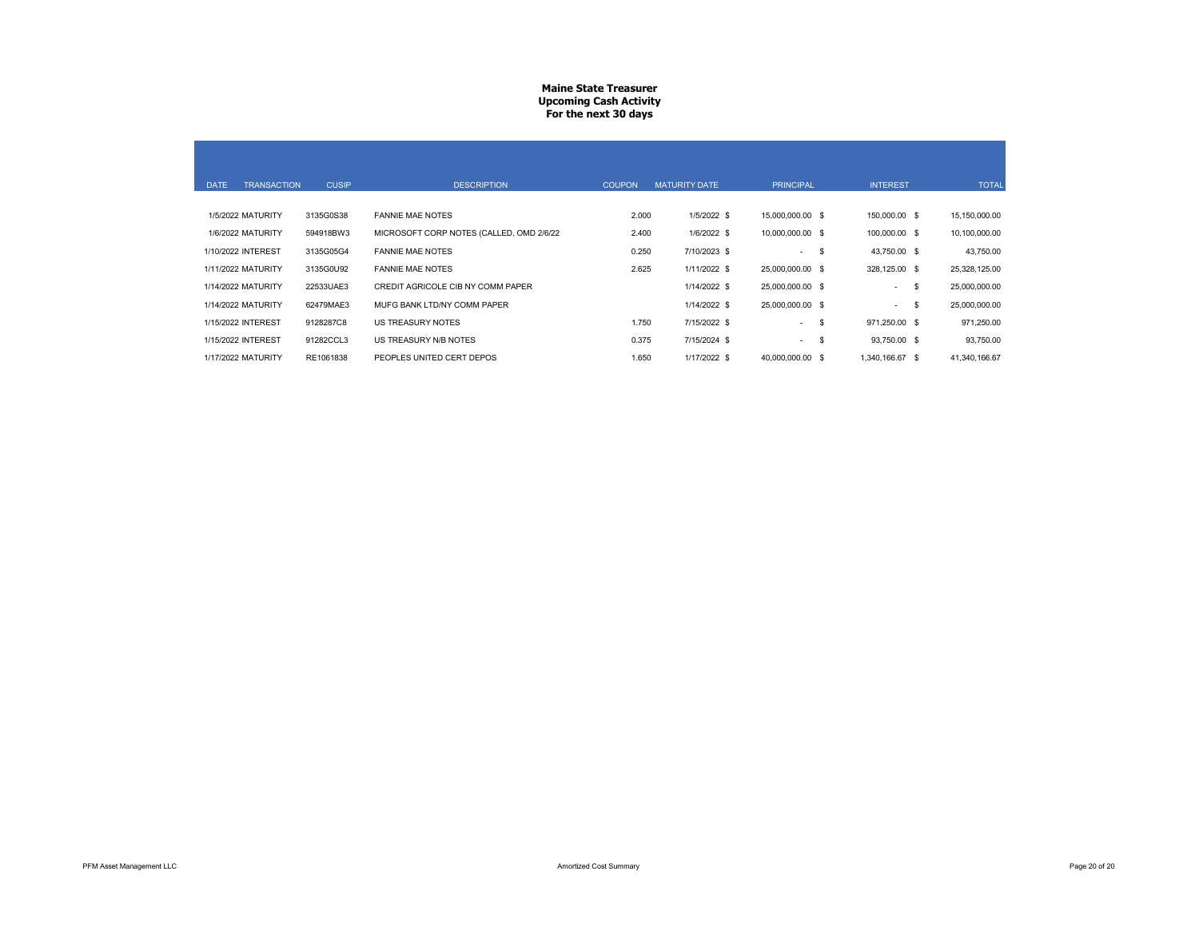**Maine State Treasurer**
**Upcoming Cash Activity**
**For the next 30 days**

| DATE | TRANSACTION | CUSIP | DESCRIPTION | COUPON | MATURITY DATE | PRINCIPAL | INTEREST | TOTAL |
|---|---|---|---|---|---|---|---|---|
| 1/5/2022 | MATURITY | 3135G0S38 | FANNIE MAE NOTES | 2.000 | 1/5/2022 | $ 15,000,000.00 | $ 150,000.00 | $ 15,150,000.00 |
| 1/6/2022 | MATURITY | 594918BW3 | MICROSOFT CORP NOTES (CALLED, OMD 2/6/22 | 2.400 | 1/6/2022 | $ 10,000,000.00 | $ 100,000.00 | $ 10,100,000.00 |
| 1/10/2022 | INTEREST | 3135G05G4 | FANNIE MAE NOTES | 0.250 | 7/10/2023 | $ - | $ 43,750.00 | $ 43,750.00 |
| 1/11/2022 | MATURITY | 3135G0U92 | FANNIE MAE NOTES | 2.625 | 1/11/2022 | $ 25,000,000.00 | $ 328,125.00 | $ 25,328,125.00 |
| 1/14/2022 | MATURITY | 22533UAE3 | CREDIT AGRICOLE CIB NY COMM PAPER | | 1/14/2022 | $ 25,000,000.00 | $ - | $ 25,000,000.00 |
| 1/14/2022 | MATURITY | 62479MAE3 | MUFG BANK LTD/NY COMM PAPER | | 1/14/2022 | $ 25,000,000.00 | $ - | $ 25,000,000.00 |
| 1/15/2022 | INTEREST | 9128287C8 | US TREASURY NOTES | 1.750 | 7/15/2022 | $ - | $ 971,250.00 | $ 971,250.00 |
| 1/15/2022 | INTEREST | 91282CCL3 | US TREASURY N/B NOTES | 0.375 | 7/15/2024 | $ - | $ 93,750.00 | $ 93,750.00 |
| 1/17/2022 | MATURITY | RE1061838 | PEOPLES UNITED CERT DEPOS | 1.650 | 1/17/2022 | $ 40,000,000.00 | $ 1,340,166.67 | $ 41,340,166.67 |